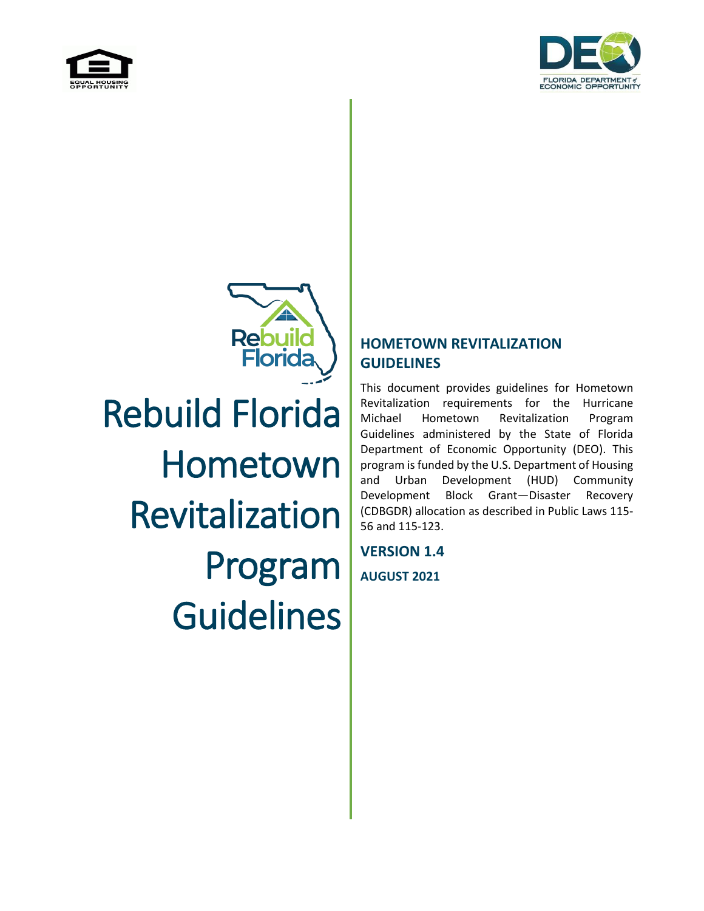# Rebuild Florida Hometown Revitalization Program Guidelines

## HOMETOWN REVITALIZATION GUIDELINES

This document provides guidelines for Hometown Revitalization requirements for the Hurricane Michael Hometown Revitalization Program Guidelines administered by the State of Florida Department of Economic Opportunity (DEO). This program is funded by the U.S. Department of Housing and Urban Development (HUD) Community Development Block Grant—Disaster Recovery (CDBGDR) allocation as described in Public Laws 115-56 and 115-123.

**VERSION 1.4**

**AUGUST 2021**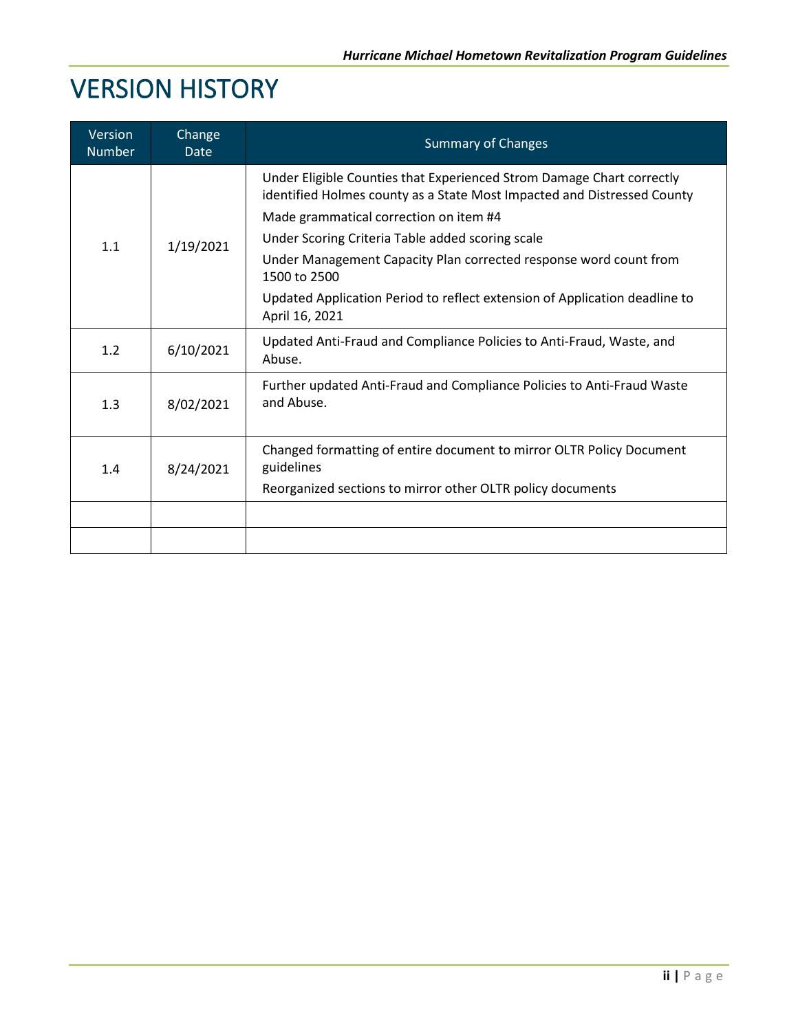# VERSION HISTORY

| Version Number | Change Date | Summary of Changes |
|---|---|---|
| 1.1 | 1/19/2021 | Under Eligible Counties that Experienced Strom Damage Chart correctly identified Holmes county as a State Most Impacted and Distressed County<br>Made grammatical correction on item #4<br>Under Scoring Criteria Table added scoring scale<br>Under Management Capacity Plan corrected response word count from 1500 to 2500<br>Updated Application Period to reflect extension of Application deadline to April 16, 2021 |
| 1.2 | 6/10/2021 | Updated Anti-Fraud and Compliance Policies to Anti-Fraud, Waste, and Abuse. |
| 1.3 | 8/02/2021 | Further updated Anti-Fraud and Compliance Policies to Anti-Fraud Waste and Abuse. |
| 1.4 | 8/24/2021 | Changed formatting of entire document to mirror OLTR Policy Document guidelines<br>Reorganized sections to mirror other OLTR policy documents |
| | | |
| | | |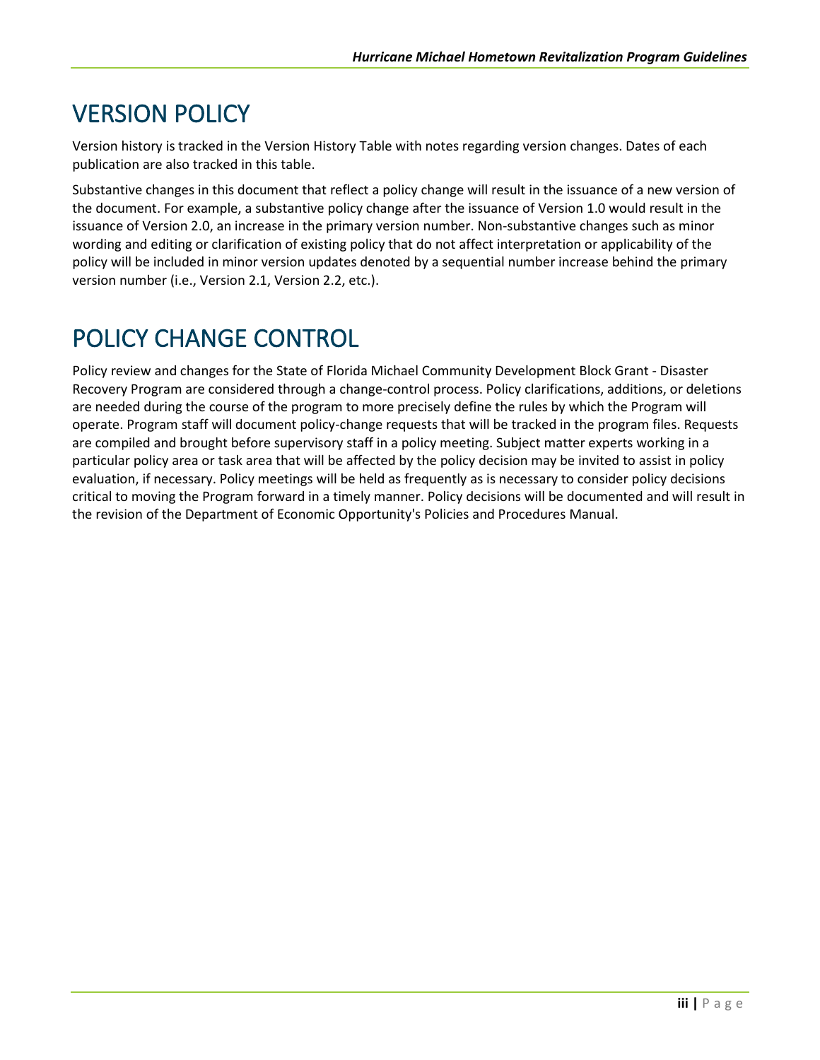# VERSION POLICY

Version history is tracked in the Version History Table with notes regarding version changes. Dates of each publication are also tracked in this table.

Substantive changes in this document that reflect a policy change will result in the issuance of a new version of the document. For example, a substantive policy change after the issuance of Version 1.0 would result in the issuance of Version 2.0, an increase in the primary version number. Non-substantive changes such as minor wording and editing or clarification of existing policy that do not affect interpretation or applicability of the policy will be included in minor version updates denoted by a sequential number increase behind the primary version number (i.e., Version 2.1, Version 2.2, etc.).

# POLICY CHANGE CONTROL

Policy review and changes for the State of Florida Michael Community Development Block Grant - Disaster Recovery Program are considered through a change-control process. Policy clarifications, additions, or deletions are needed during the course of the program to more precisely define the rules by which the Program will operate. Program staff will document policy-change requests that will be tracked in the program files. Requests are compiled and brought before supervisory staff in a policy meeting. Subject matter experts working in a particular policy area or task area that will be affected by the policy decision may be invited to assist in policy evaluation, if necessary. Policy meetings will be held as frequently as is necessary to consider policy decisions critical to moving the Program forward in a timely manner. Policy decisions will be documented and will result in the revision of the Department of Economic Opportunity's Policies and Procedures Manual.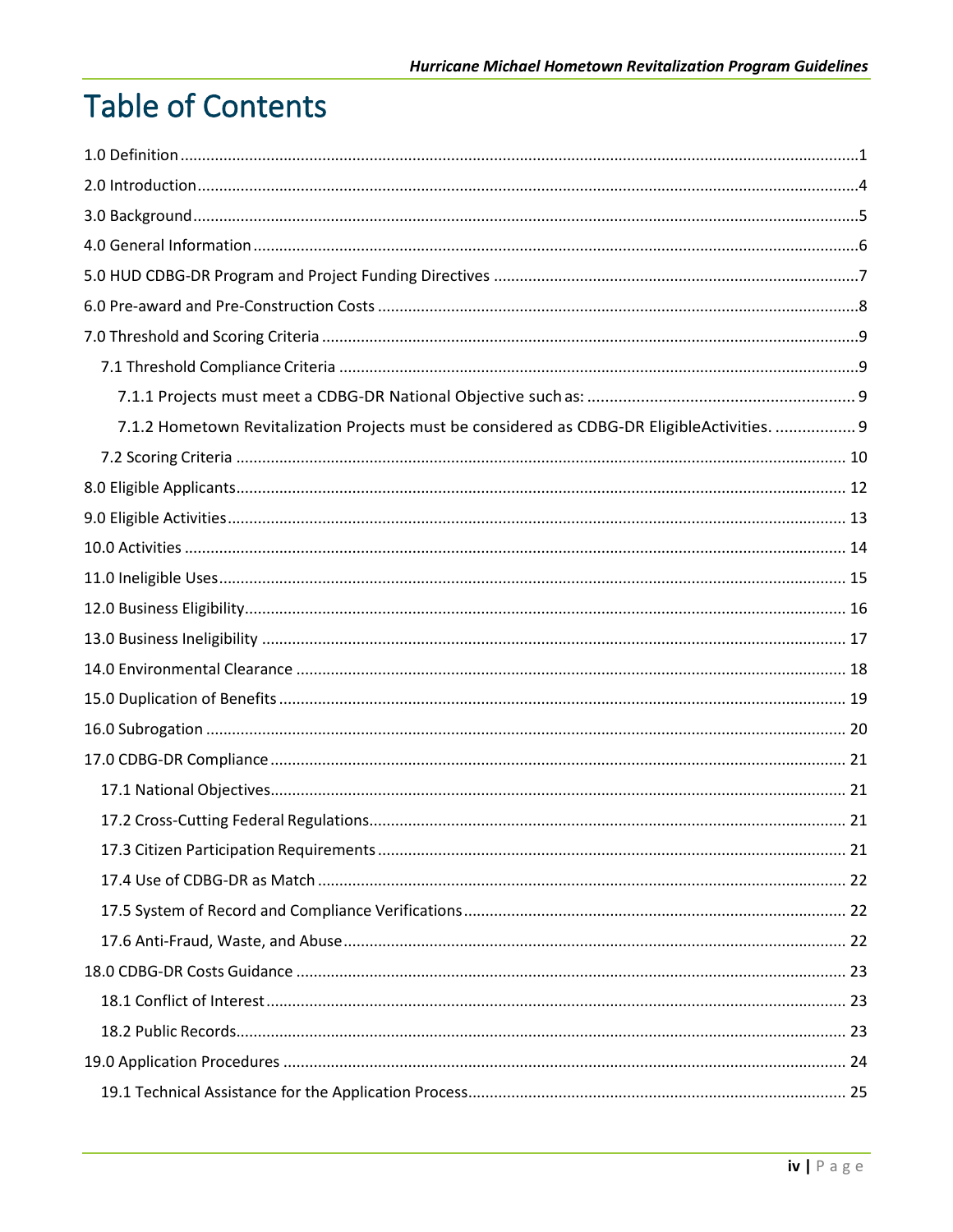# Table of Contents

1.0 Definition ..... 1

2.0 Introduction ..... 4

3.0 Background ..... 5

4.0 General Information ..... 6

5.0 HUD CDBG-DR Program and Project Funding Directives ..... 7

6.0 Pre-award and Pre-Construction Costs ..... 8

7.0 Threshold and Scoring Criteria ..... 9

- 7.1 Threshold Compliance Criteria ..... 9
  - 7.1.1 Projects must meet a CDBG-DR National Objective such as: ..... 9
  - 7.1.2 Hometown Revitalization Projects must be considered as CDBG-DR EligibleActivities. ..... 9
- 7.2 Scoring Criteria ..... 10

8.0 Eligible Applicants ..... 12

9.0 Eligible Activities ..... 13

10.0 Activities ..... 14

11.0 Ineligible Uses ..... 15

12.0 Business Eligibility ..... 16

13.0 Business Ineligibility ..... 17

14.0 Environmental Clearance ..... 18

15.0 Duplication of Benefits ..... 19

16.0 Subrogation ..... 20

17.0 CDBG-DR Compliance ..... 21

- 17.1 National Objectives ..... 21
- 17.2 Cross-Cutting Federal Regulations ..... 21
- 17.3 Citizen Participation Requirements ..... 21
- 17.4 Use of CDBG-DR as Match ..... 22
- 17.5 System of Record and Compliance Verifications ..... 22
- 17.6 Anti-Fraud, Waste, and Abuse ..... 22

18.0 CDBG-DR Costs Guidance ..... 23

- 18.1 Conflict of Interest ..... 23
- 18.2 Public Records ..... 23

19.0 Application Procedures ..... 24

- 19.1 Technical Assistance for the Application Process ..... 25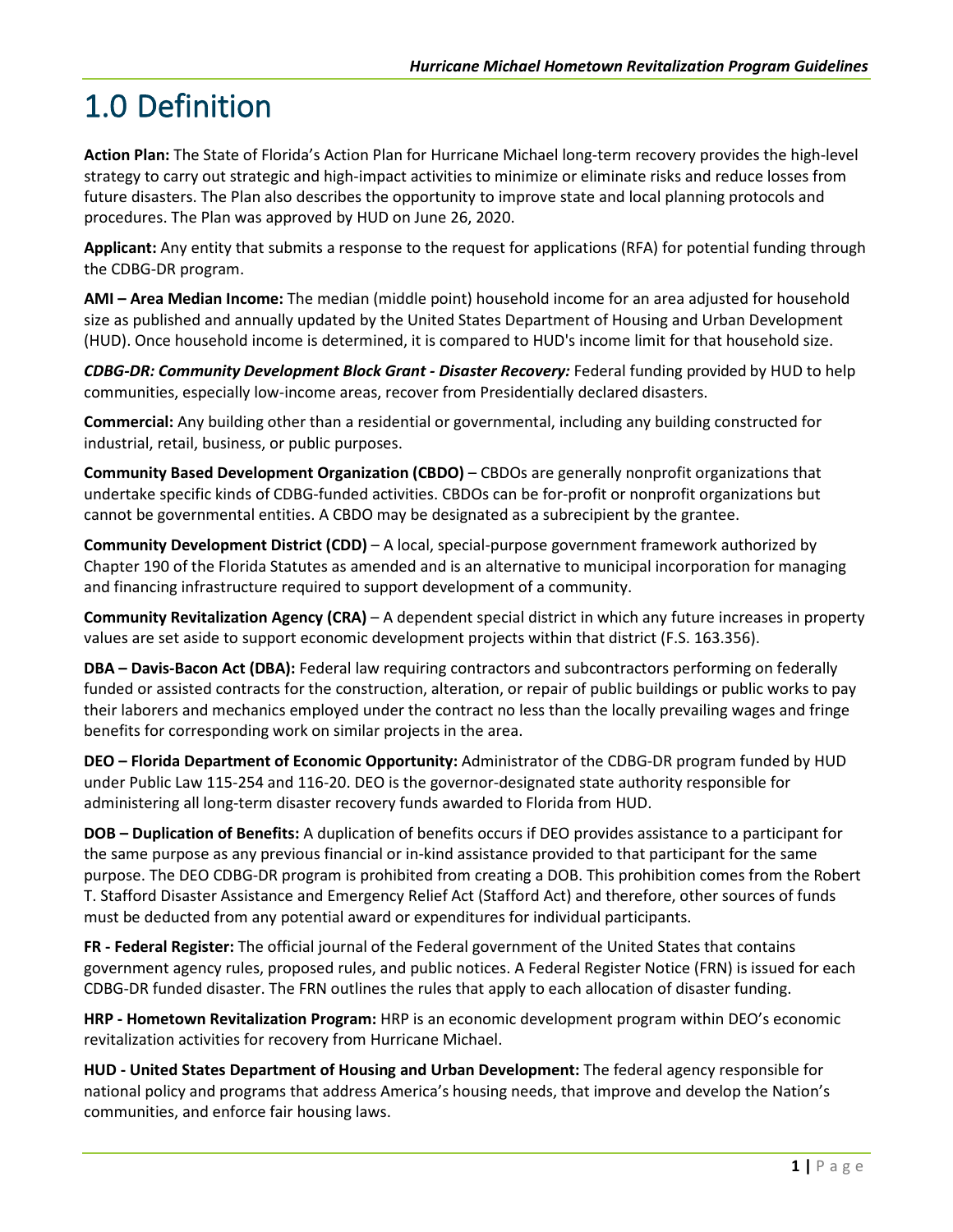# 1.0 Definition

**Action Plan:** The State of Florida's Action Plan for Hurricane Michael long-term recovery provides the high-level strategy to carry out strategic and high-impact activities to minimize or eliminate risks and reduce losses from future disasters. The Plan also describes the opportunity to improve state and local planning protocols and procedures. The Plan was approved by HUD on June 26, 2020.

**Applicant:** Any entity that submits a response to the request for applications (RFA) for potential funding through the CDBG-DR program.

**AMI – Area Median Income:** The median (middle point) household income for an area adjusted for household size as published and annually updated by the United States Department of Housing and Urban Development (HUD). Once household income is determined, it is compared to HUD's income limit for that household size.

***CDBG-DR: Community Development Block Grant - Disaster Recovery:*** Federal funding provided by HUD to help communities, especially low-income areas, recover from Presidentially declared disasters.

**Commercial:** Any building other than a residential or governmental, including any building constructed for industrial, retail, business, or public purposes.

**Community Based Development Organization (CBDO)** – CBDOs are generally nonprofit organizations that undertake specific kinds of CDBG-funded activities. CBDOs can be for-profit or nonprofit organizations but cannot be governmental entities. A CBDO may be designated as a subrecipient by the grantee.

**Community Development District (CDD)** – A local, special-purpose government framework authorized by Chapter 190 of the Florida Statutes as amended and is an alternative to municipal incorporation for managing and financing infrastructure required to support development of a community.

**Community Revitalization Agency (CRA)** – A dependent special district in which any future increases in property values are set aside to support economic development projects within that district (F.S. 163.356).

**DBA – Davis-Bacon Act (DBA):** Federal law requiring contractors and subcontractors performing on federally funded or assisted contracts for the construction, alteration, or repair of public buildings or public works to pay their laborers and mechanics employed under the contract no less than the locally prevailing wages and fringe benefits for corresponding work on similar projects in the area.

**DEO – Florida Department of Economic Opportunity:** Administrator of the CDBG-DR program funded by HUD under Public Law 115-254 and 116-20. DEO is the governor-designated state authority responsible for administering all long-term disaster recovery funds awarded to Florida from HUD.

**DOB – Duplication of Benefits:** A duplication of benefits occurs if DEO provides assistance to a participant for the same purpose as any previous financial or in-kind assistance provided to that participant for the same purpose. The DEO CDBG-DR program is prohibited from creating a DOB. This prohibition comes from the Robert T. Stafford Disaster Assistance and Emergency Relief Act (Stafford Act) and therefore, other sources of funds must be deducted from any potential award or expenditures for individual participants.

**FR - Federal Register:** The official journal of the Federal government of the United States that contains government agency rules, proposed rules, and public notices. A Federal Register Notice (FRN) is issued for each CDBG-DR funded disaster. The FRN outlines the rules that apply to each allocation of disaster funding.

**HRP - Hometown Revitalization Program:** HRP is an economic development program within DEO's economic revitalization activities for recovery from Hurricane Michael.

**HUD - United States Department of Housing and Urban Development:** The federal agency responsible for national policy and programs that address America's housing needs, that improve and develop the Nation's communities, and enforce fair housing laws.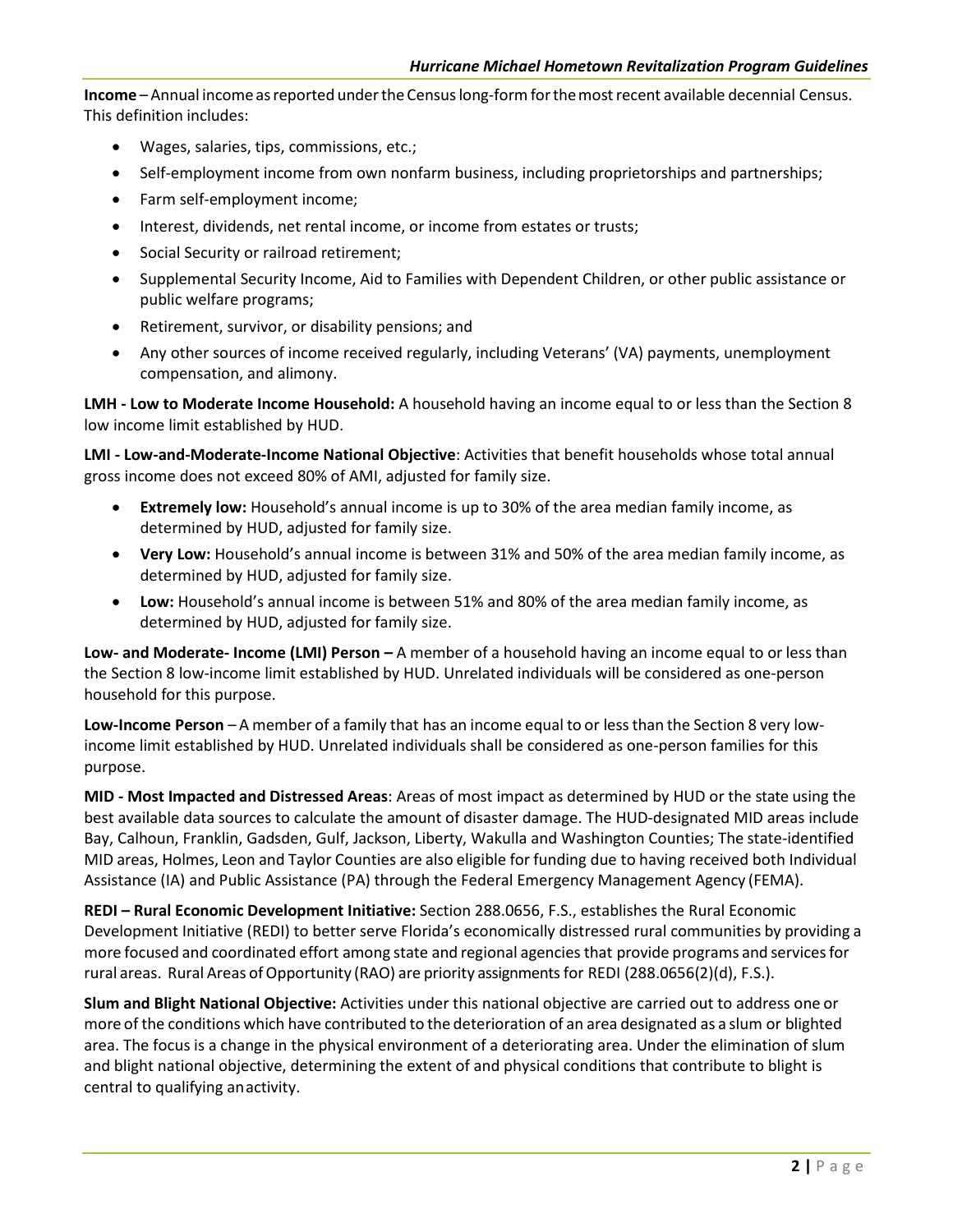**Income** – Annual income as reported under the Census long-form for the most recent available decennial Census. This definition includes:

- Wages, salaries, tips, commissions, etc.;
- Self-employment income from own nonfarm business, including proprietorships and partnerships;
- Farm self-employment income;
- Interest, dividends, net rental income, or income from estates or trusts;
- Social Security or railroad retirement;
- Supplemental Security Income, Aid to Families with Dependent Children, or other public assistance or public welfare programs;
- Retirement, survivor, or disability pensions; and
- Any other sources of income received regularly, including Veterans' (VA) payments, unemployment compensation, and alimony.

**LMH - Low to Moderate Income Household:** A household having an income equal to or less than the Section 8 low income limit established by HUD.

**LMI - Low-and-Moderate-Income National Objective**: Activities that benefit households whose total annual gross income does not exceed 80% of AMI, adjusted for family size.

- **Extremely low:** Household's annual income is up to 30% of the area median family income, as determined by HUD, adjusted for family size.
- **Very Low:** Household's annual income is between 31% and 50% of the area median family income, as determined by HUD, adjusted for family size.
- **Low:** Household's annual income is between 51% and 80% of the area median family income, as determined by HUD, adjusted for family size.

**Low- and Moderate- Income (LMI) Person –** A member of a household having an income equal to or less than the Section 8 low-income limit established by HUD. Unrelated individuals will be considered as one-person household for this purpose.

**Low-Income Person** – A member of a family that has an income equal to or less than the Section 8 very low-income limit established by HUD. Unrelated individuals shall be considered as one-person families for this purpose.

**MID - Most Impacted and Distressed Areas**: Areas of most impact as determined by HUD or the state using the best available data sources to calculate the amount of disaster damage. The HUD-designated MID areas include Bay, Calhoun, Franklin, Gadsden, Gulf, Jackson, Liberty, Wakulla and Washington Counties; The state-identified MID areas, Holmes, Leon and Taylor Counties are also eligible for funding due to having received both Individual Assistance (IA) and Public Assistance (PA) through the Federal Emergency Management Agency (FEMA).

**REDI – Rural Economic Development Initiative:** Section 288.0656, F.S., establishes the Rural Economic Development Initiative (REDI) to better serve Florida's economically distressed rural communities by providing a more focused and coordinated effort among state and regional agencies that provide programs and services for rural areas. Rural Areas of Opportunity (RAO) are priority assignments for REDI (288.0656(2)(d), F.S.).

**Slum and Blight National Objective:** Activities under this national objective are carried out to address one or more of the conditions which have contributed to the deterioration of an area designated as a slum or blighted area. The focus is a change in the physical environment of a deteriorating area. Under the elimination of slum and blight national objective, determining the extent of and physical conditions that contribute to blight is central to qualifying an activity.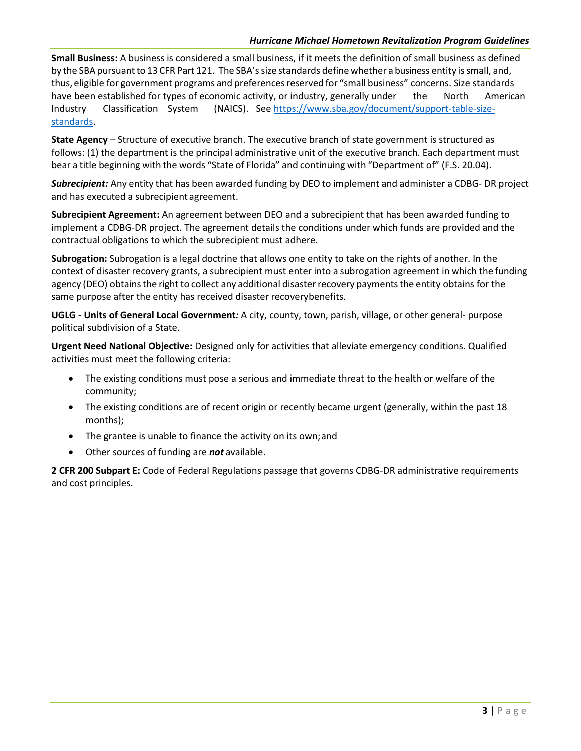**Small Business:** A business is considered a small business, if it meets the definition of small business as defined by the SBA pursuant to 13 CFR Part 121. The SBA's size standards define whether a business entity is small, and, thus, eligible for government programs and preferences reserved for "small business" concerns. Size standards have been established for types of economic activity, or industry, generally under the North American Industry Classification System (NAICS). See [https://www.sba.gov/document/support-table-size-standards](https://www.sba.gov/document/support-table-size-standards).

**State Agency** – Structure of executive branch. The executive branch of state government is structured as follows: (1) the department is the principal administrative unit of the executive branch. Each department must bear a title beginning with the words "State of Florida" and continuing with "Department of" (F.S. 20.04).

***Subrecipient:*** Any entity that has been awarded funding by DEO to implement and administer a CDBG- DR project and has executed a subrecipient agreement.

**Subrecipient Agreement:** An agreement between DEO and a subrecipient that has been awarded funding to implement a CDBG-DR project. The agreement details the conditions under which funds are provided and the contractual obligations to which the subrecipient must adhere.

**Subrogation:** Subrogation is a legal doctrine that allows one entity to take on the rights of another. In the context of disaster recovery grants, a subrecipient must enter into a subrogation agreement in which the funding agency (DEO) obtains the right to collect any additional disaster recovery payments the entity obtains for the same purpose after the entity has received disaster recoverybenefits.

**UGLG - Units of General Local Government*:*** A city, county, town, parish, village, or other general- purpose political subdivision of a State.

**Urgent Need National Objective:** Designed only for activities that alleviate emergency conditions. Qualified activities must meet the following criteria:

- The existing conditions must pose a serious and immediate threat to the health or welfare of the community;
- The existing conditions are of recent origin or recently became urgent (generally, within the past 18 months);
- The grantee is unable to finance the activity on its own; and
- Other sources of funding are ***not*** available.

**2 CFR 200 Subpart E:** Code of Federal Regulations passage that governs CDBG-DR administrative requirements and cost principles.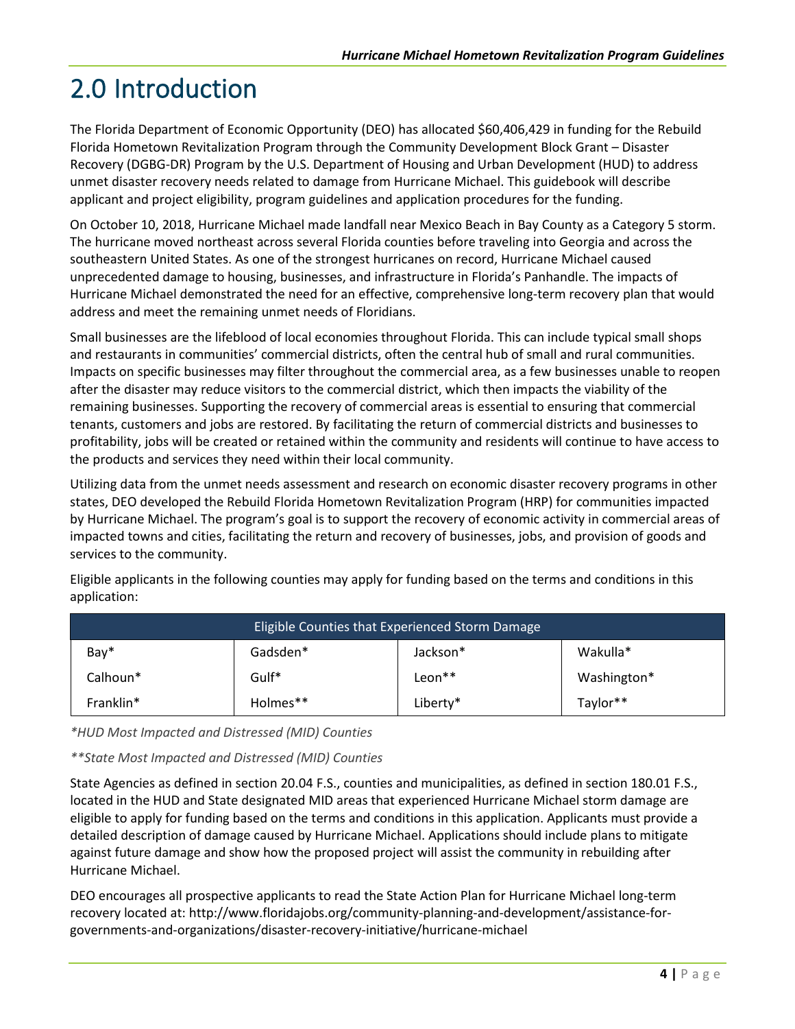# 2.0 Introduction

The Florida Department of Economic Opportunity (DEO) has allocated $60,406,429 in funding for the Rebuild Florida Hometown Revitalization Program through the Community Development Block Grant – Disaster Recovery (DGBG-DR) Program by the U.S. Department of Housing and Urban Development (HUD) to address unmet disaster recovery needs related to damage from Hurricane Michael. This guidebook will describe applicant and project eligibility, program guidelines and application procedures for the funding.

On October 10, 2018, Hurricane Michael made landfall near Mexico Beach in Bay County as a Category 5 storm. The hurricane moved northeast across several Florida counties before traveling into Georgia and across the southeastern United States. As one of the strongest hurricanes on record, Hurricane Michael caused unprecedented damage to housing, businesses, and infrastructure in Florida's Panhandle. The impacts of Hurricane Michael demonstrated the need for an effective, comprehensive long-term recovery plan that would address and meet the remaining unmet needs of Floridians.

Small businesses are the lifeblood of local economies throughout Florida. This can include typical small shops and restaurants in communities' commercial districts, often the central hub of small and rural communities. Impacts on specific businesses may filter throughout the commercial area, as a few businesses unable to reopen after the disaster may reduce visitors to the commercial district, which then impacts the viability of the remaining businesses. Supporting the recovery of commercial areas is essential to ensuring that commercial tenants, customers and jobs are restored. By facilitating the return of commercial districts and businesses to profitability, jobs will be created or retained within the community and residents will continue to have access to the products and services they need within their local community.

Utilizing data from the unmet needs assessment and research on economic disaster recovery programs in other states, DEO developed the Rebuild Florida Hometown Revitalization Program (HRP) for communities impacted by Hurricane Michael. The program's goal is to support the recovery of economic activity in commercial areas of impacted towns and cities, facilitating the return and recovery of businesses, jobs, and provision of goods and services to the community.

Eligible applicants in the following counties may apply for funding based on the terms and conditions in this application:

| Eligible Counties that Experienced Storm Damage | | | |
|---|---|---|---|
| Bay* | Gadsden* | Jackson* | Wakulla* |
| Calhoun* | Gulf* | Leon** | Washington* |
| Franklin* | Holmes** | Liberty* | Taylor** |

*\*HUD Most Impacted and Distressed (MID) Counties*

*\*\*State Most Impacted and Distressed (MID) Counties*

State Agencies as defined in section 20.04 F.S., counties and municipalities, as defined in section 180.01 F.S., located in the HUD and State designated MID areas that experienced Hurricane Michael storm damage are eligible to apply for funding based on the terms and conditions in this application. Applicants must provide a detailed description of damage caused by Hurricane Michael. Applications should include plans to mitigate against future damage and show how the proposed project will assist the community in rebuilding after Hurricane Michael.

DEO encourages all prospective applicants to read the State Action Plan for Hurricane Michael long-term recovery located at: http://www.floridajobs.org/community-planning-and-development/assistance-for-governments-and-organizations/disaster-recovery-initiative/hurricane-michael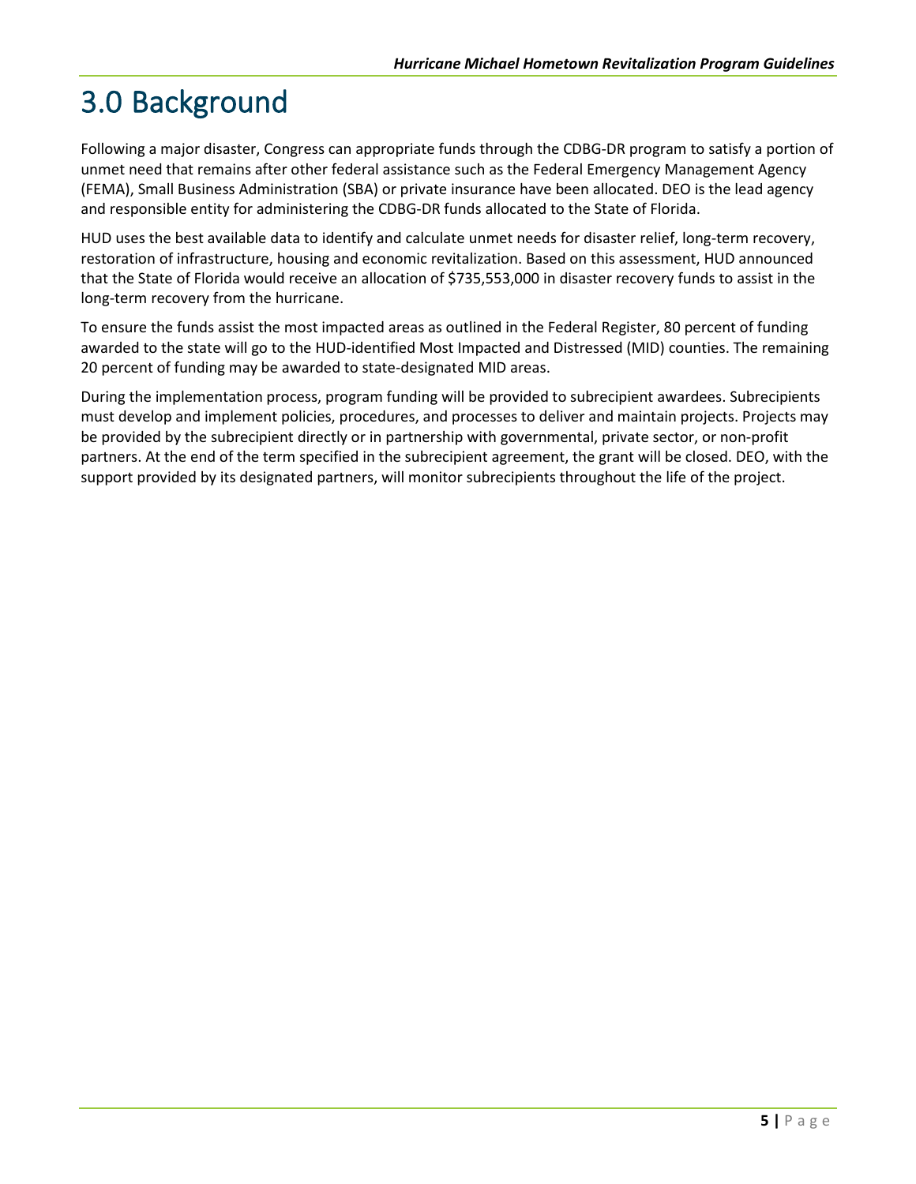# 3.0 Background

Following a major disaster, Congress can appropriate funds through the CDBG-DR program to satisfy a portion of unmet need that remains after other federal assistance such as the Federal Emergency Management Agency (FEMA), Small Business Administration (SBA) or private insurance have been allocated. DEO is the lead agency and responsible entity for administering the CDBG-DR funds allocated to the State of Florida.

HUD uses the best available data to identify and calculate unmet needs for disaster relief, long-term recovery, restoration of infrastructure, housing and economic revitalization. Based on this assessment, HUD announced that the State of Florida would receive an allocation of $735,553,000 in disaster recovery funds to assist in the long-term recovery from the hurricane.

To ensure the funds assist the most impacted areas as outlined in the Federal Register, 80 percent of funding awarded to the state will go to the HUD-identified Most Impacted and Distressed (MID) counties. The remaining 20 percent of funding may be awarded to state-designated MID areas.

During the implementation process, program funding will be provided to subrecipient awardees. Subrecipients must develop and implement policies, procedures, and processes to deliver and maintain projects. Projects may be provided by the subrecipient directly or in partnership with governmental, private sector, or non-profit partners. At the end of the term specified in the subrecipient agreement, the grant will be closed. DEO, with the support provided by its designated partners, will monitor subrecipients throughout the life of the project.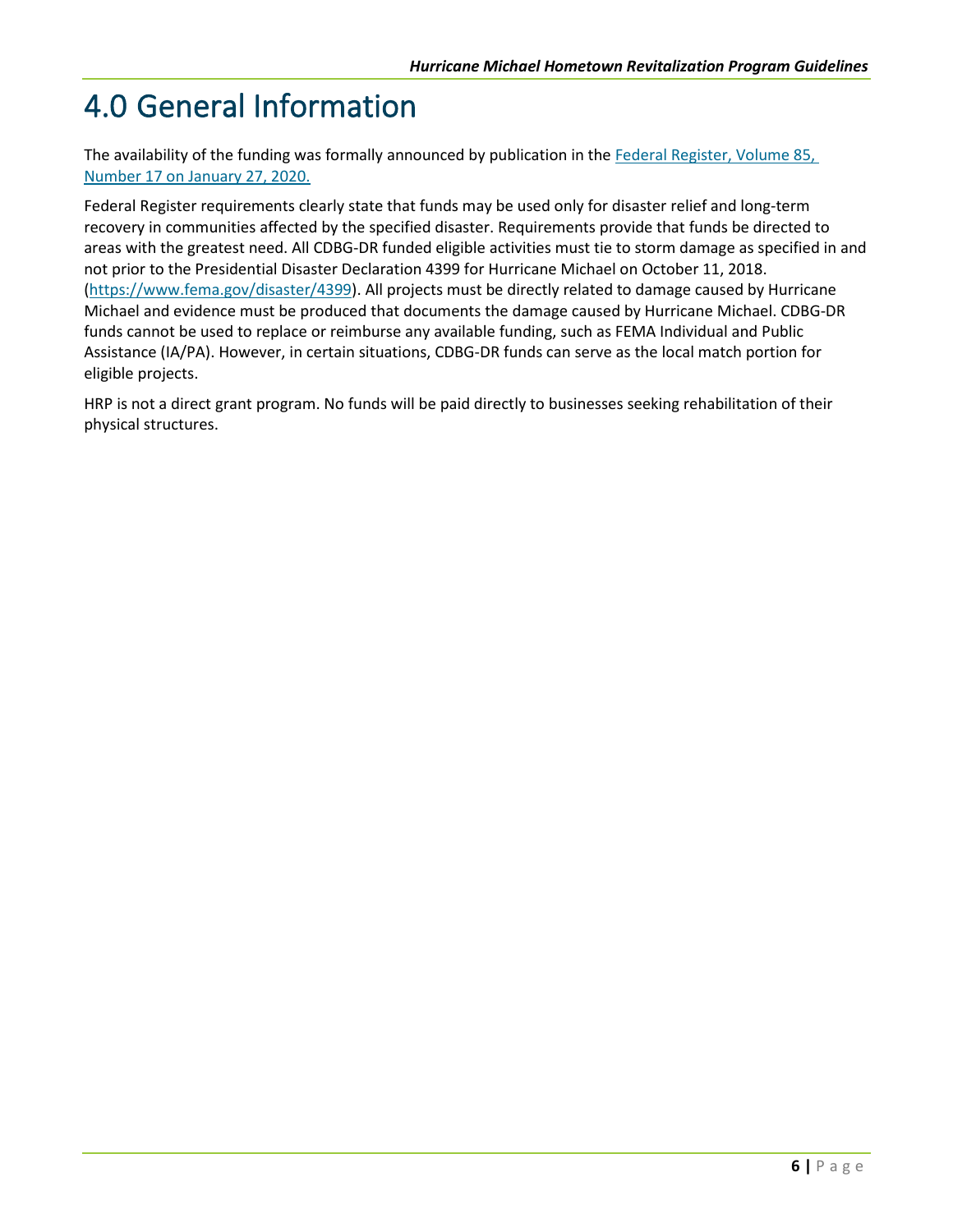# 4.0 General Information

The availability of the funding was formally announced by publication in the [Federal Register, Volume 85, Number 17 on January 27, 2020.]

Federal Register requirements clearly state that funds may be used only for disaster relief and long-term recovery in communities affected by the specified disaster. Requirements provide that funds be directed to areas with the greatest need. All CDBG-DR funded eligible activities must tie to storm damage as specified in and not prior to the Presidential Disaster Declaration 4399 for Hurricane Michael on October 11, 2018. (https://www.fema.gov/disaster/4399). All projects must be directly related to damage caused by Hurricane Michael and evidence must be produced that documents the damage caused by Hurricane Michael. CDBG-DR funds cannot be used to replace or reimburse any available funding, such as FEMA Individual and Public Assistance (IA/PA). However, in certain situations, CDBG-DR funds can serve as the local match portion for eligible projects.

HRP is not a direct grant program. No funds will be paid directly to businesses seeking rehabilitation of their physical structures.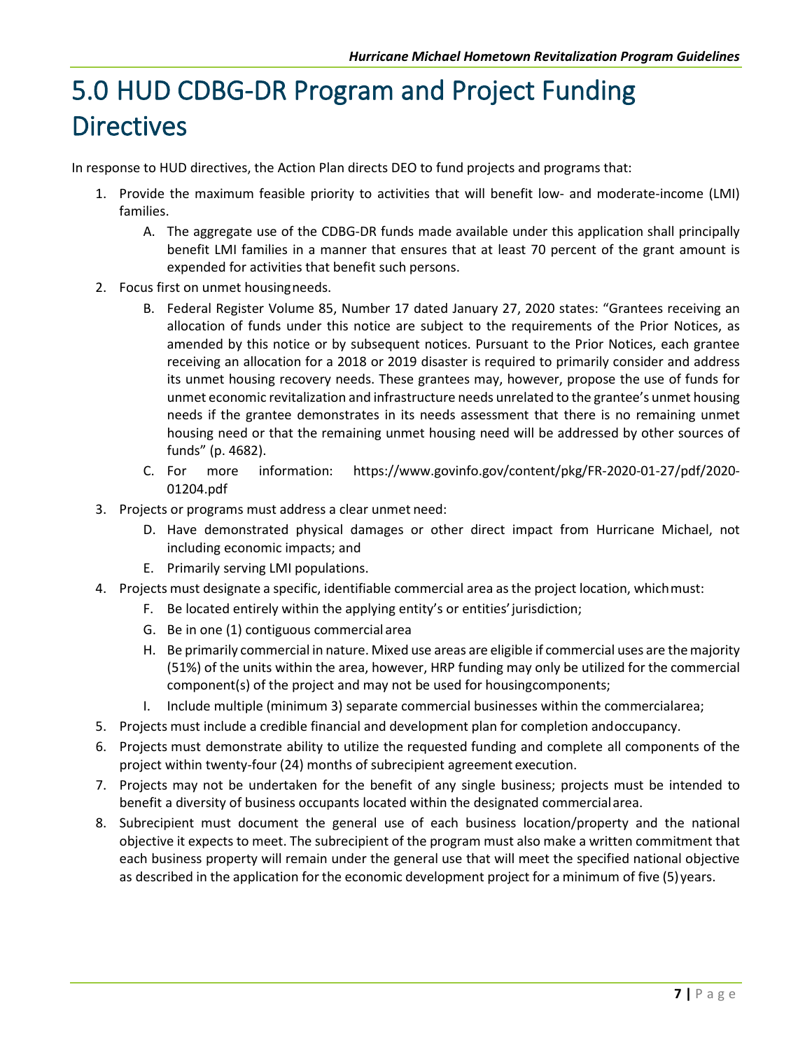# 5.0 HUD CDBG-DR Program and Project Funding Directives

In response to HUD directives, the Action Plan directs DEO to fund projects and programs that:

1. Provide the maximum feasible priority to activities that will benefit low- and moderate-income (LMI) families.
   - A. The aggregate use of the CDBG-DR funds made available under this application shall principally benefit LMI families in a manner that ensures that at least 70 percent of the grant amount is expended for activities that benefit such persons.
2. Focus first on unmet housing needs.
   - B. Federal Register Volume 85, Number 17 dated January 27, 2020 states: "Grantees receiving an allocation of funds under this notice are subject to the requirements of the Prior Notices, as amended by this notice or by subsequent notices. Pursuant to the Prior Notices, each grantee receiving an allocation for a 2018 or 2019 disaster is required to primarily consider and address its unmet housing recovery needs. These grantees may, however, propose the use of funds for unmet economic revitalization and infrastructure needs unrelated to the grantee's unmet housing needs if the grantee demonstrates in its needs assessment that there is no remaining unmet housing need or that the remaining unmet housing need will be addressed by other sources of funds" (p. 4682).
   - C. For more information: https://www.govinfo.gov/content/pkg/FR-2020-01-27/pdf/2020-01204.pdf
3. Projects or programs must address a clear unmet need:
   - D. Have demonstrated physical damages or other direct impact from Hurricane Michael, not including economic impacts; and
   - E. Primarily serving LMI populations.
4. Projects must designate a specific, identifiable commercial area as the project location, which must:
   - F. Be located entirely within the applying entity's or entities' jurisdiction;
   - G. Be in one (1) contiguous commercial area
   - H. Be primarily commercial in nature. Mixed use areas are eligible if commercial uses are the majority (51%) of the units within the area, however, HRP funding may only be utilized for the commercial component(s) of the project and may not be used for housing components;
   - I. Include multiple (minimum 3) separate commercial businesses within the commercial area;
5. Projects must include a credible financial and development plan for completion and occupancy.
6. Projects must demonstrate ability to utilize the requested funding and complete all components of the project within twenty-four (24) months of subrecipient agreement execution.
7. Projects may not be undertaken for the benefit of any single business; projects must be intended to benefit a diversity of business occupants located within the designated commercial area.
8. Subrecipient must document the general use of each business location/property and the national objective it expects to meet. The subrecipient of the program must also make a written commitment that each business property will remain under the general use that will meet the specified national objective as described in the application for the economic development project for a minimum of five (5) years.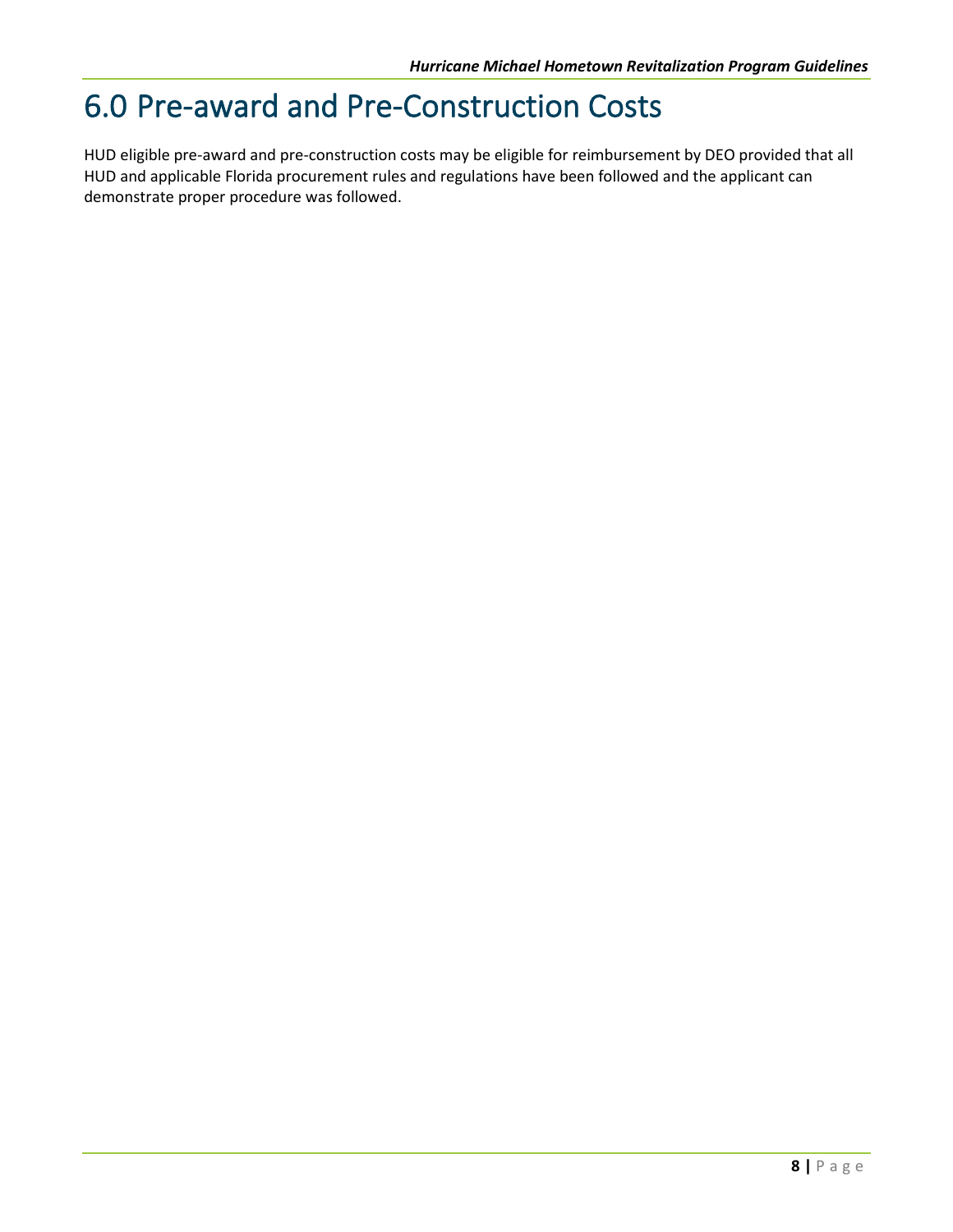# 6.0 Pre-award and Pre-Construction Costs

HUD eligible pre-award and pre-construction costs may be eligible for reimbursement by DEO provided that all HUD and applicable Florida procurement rules and regulations have been followed and the applicant can demonstrate proper procedure was followed.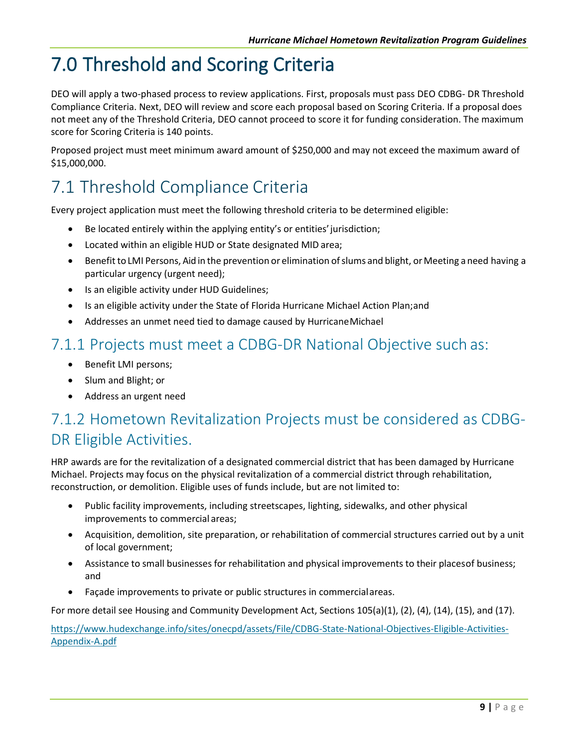# 7.0 Threshold and Scoring Criteria

DEO will apply a two-phased process to review applications. First, proposals must pass DEO CDBG- DR Threshold Compliance Criteria. Next, DEO will review and score each proposal based on Scoring Criteria. If a proposal does not meet any of the Threshold Criteria, DEO cannot proceed to score it for funding consideration. The maximum score for Scoring Criteria is 140 points.

Proposed project must meet minimum award amount of $250,000 and may not exceed the maximum award of $15,000,000.

## 7.1 Threshold Compliance Criteria

Every project application must meet the following threshold criteria to be determined eligible:

- Be located entirely within the applying entity's or entities' jurisdiction;
- Located within an eligible HUD or State designated MID area;
- Benefit to LMI Persons, Aid in the prevention or elimination of slums and blight, or Meeting a need having a particular urgency (urgent need);
- Is an eligible activity under HUD Guidelines;
- Is an eligible activity under the State of Florida Hurricane Michael Action Plan; and
- Addresses an unmet need tied to damage caused by Hurricane Michael

### 7.1.1 Projects must meet a CDBG-DR National Objective such as:

- Benefit LMI persons;
- Slum and Blight; or
- Address an urgent need

### 7.1.2 Hometown Revitalization Projects must be considered as CDBG-DR Eligible Activities.

HRP awards are for the revitalization of a designated commercial district that has been damaged by Hurricane Michael. Projects may focus on the physical revitalization of a commercial district through rehabilitation, reconstruction, or demolition. Eligible uses of funds include, but are not limited to:

- Public facility improvements, including streetscapes, lighting, sidewalks, and other physical improvements to commercial areas;
- Acquisition, demolition, site preparation, or rehabilitation of commercial structures carried out by a unit of local government;
- Assistance to small businesses for rehabilitation and physical improvements to their places of business; and
- Façade improvements to private or public structures in commercial areas.

For more detail see Housing and Community Development Act, Sections 105(a)(1), (2), (4), (14), (15), and (17).

https://www.hudexchange.info/sites/onecpd/assets/File/CDBG-State-National-Objectives-Eligible-Activities-Appendix-A.pdf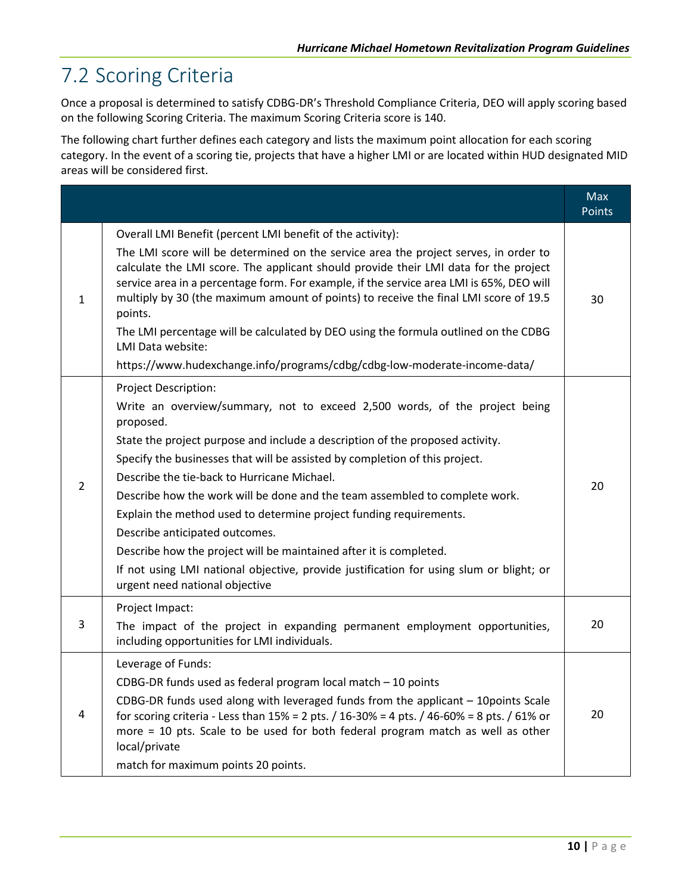## 7.2 Scoring Criteria

Once a proposal is determined to satisfy CDBG-DR's Threshold Compliance Criteria, DEO will apply scoring based on the following Scoring Criteria. The maximum Scoring Criteria score is 140.

The following chart further defines each category and lists the maximum point allocation for each scoring category. In the event of a scoring tie, projects that have a higher LMI or are located within HUD designated MID areas will be considered first.

| | | Max Points |
|---|---|---|
| 1 | Overall LMI Benefit (percent LMI benefit of the activity):<br>The LMI score will be determined on the service area the project serves, in order to calculate the LMI score. The applicant should provide their LMI data for the project service area in a percentage form. For example, if the service area LMI is 65%, DEO will multiply by 30 (the maximum amount of points) to receive the final LMI score of 19.5 points.<br>The LMI percentage will be calculated by DEO using the formula outlined on the CDBG LMI Data website:<br>https://www.hudexchange.info/programs/cdbg/cdbg-low-moderate-income-data/ | 30 |
| 2 | Project Description:<br>Write an overview/summary, not to exceed 2,500 words, of the project being proposed.<br>State the project purpose and include a description of the proposed activity.<br>Specify the businesses that will be assisted by completion of this project.<br>Describe the tie-back to Hurricane Michael.<br>Describe how the work will be done and the team assembled to complete work.<br>Explain the method used to determine project funding requirements.<br>Describe anticipated outcomes.<br>Describe how the project will be maintained after it is completed.<br>If not using LMI national objective, provide justification for using slum or blight; or urgent need national objective | 20 |
| 3 | Project Impact:<br>The impact of the project in expanding permanent employment opportunities, including opportunities for LMI individuals. | 20 |
| 4 | Leverage of Funds:<br>CDBG-DR funds used as federal program local match – 10 points<br>CDBG-DR funds used along with leveraged funds from the applicant – 10points Scale for scoring criteria - Less than 15% = 2 pts. / 16-30% = 4 pts. / 46-60% = 8 pts. / 61% or more = 10 pts. Scale to be used for both federal program match as well as other local/private<br>match for maximum points 20 points. | 20 |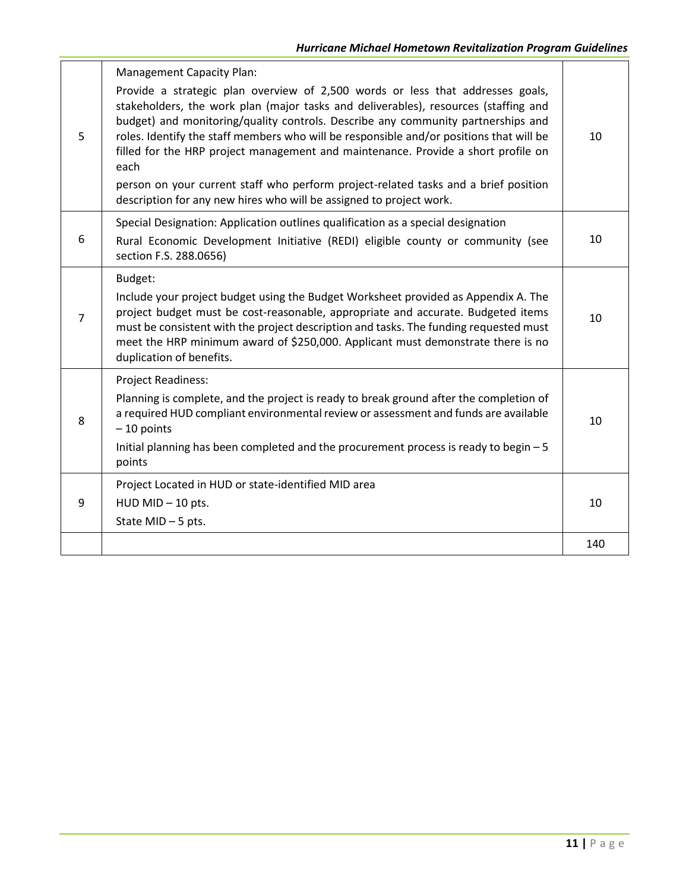| | | |
|---|---|---|
| 5 | Management Capacity Plan:<br>Provide a strategic plan overview of 2,500 words or less that addresses goals, stakeholders, the work plan (major tasks and deliverables), resources (staffing and budget) and monitoring/quality controls. Describe any community partnerships and roles. Identify the staff members who will be responsible and/or positions that will be filled for the HRP project management and maintenance. Provide a short profile on each<br>person on your current staff who perform project-related tasks and a brief position description for any new hires who will be assigned to project work. | 10 |
| 6 | Special Designation: Application outlines qualification as a special designation<br>Rural Economic Development Initiative (REDI) eligible county or community (see section F.S. 288.0656) | 10 |
| 7 | Budget:<br>Include your project budget using the Budget Worksheet provided as Appendix A. The project budget must be cost-reasonable, appropriate and accurate. Budgeted items must be consistent with the project description and tasks. The funding requested must meet the HRP minimum award of $250,000. Applicant must demonstrate there is no duplication of benefits. | 10 |
| 8 | Project Readiness:<br>Planning is complete, and the project is ready to break ground after the completion of a required HUD compliant environmental review or assessment and funds are available – 10 points<br>Initial planning has been completed and the procurement process is ready to begin – 5 points | 10 |
| 9 | Project Located in HUD or state-identified MID area<br>HUD MID – 10 pts.<br>State MID – 5 pts. | 10 |
| | | 140 |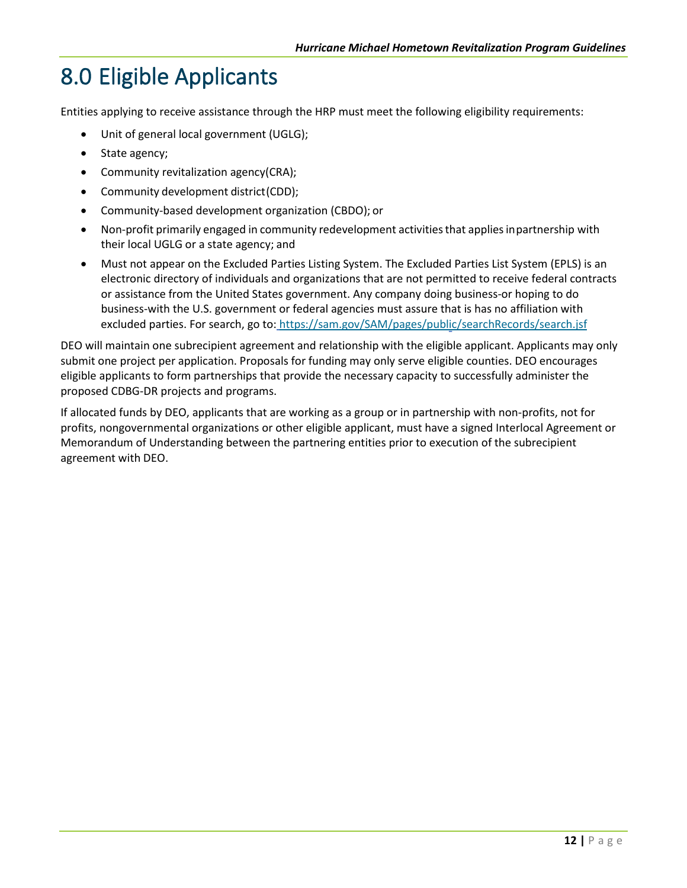# 8.0 Eligible Applicants

Entities applying to receive assistance through the HRP must meet the following eligibility requirements:

- Unit of general local government (UGLG);
- State agency;
- Community revitalization agency(CRA);
- Community development district(CDD);
- Community-based development organization (CBDO); or
- Non-profit primarily engaged in community redevelopment activities that applies in partnership with their local UGLG or a state agency; and
- Must not appear on the Excluded Parties Listing System. The Excluded Parties List System (EPLS) is an electronic directory of individuals and organizations that are not permitted to receive federal contracts or assistance from the United States government. Any company doing business-or hoping to do business-with the U.S. government or federal agencies must assure that is has no affiliation with excluded parties. For search, go to: https://sam.gov/SAM/pages/public/searchRecords/search.jsf

DEO will maintain one subrecipient agreement and relationship with the eligible applicant. Applicants may only submit one project per application. Proposals for funding may only serve eligible counties. DEO encourages eligible applicants to form partnerships that provide the necessary capacity to successfully administer the proposed CDBG-DR projects and programs.

If allocated funds by DEO, applicants that are working as a group or in partnership with non-profits, not for profits, nongovernmental organizations or other eligible applicant, must have a signed Interlocal Agreement or Memorandum of Understanding between the partnering entities prior to execution of the subrecipient agreement with DEO.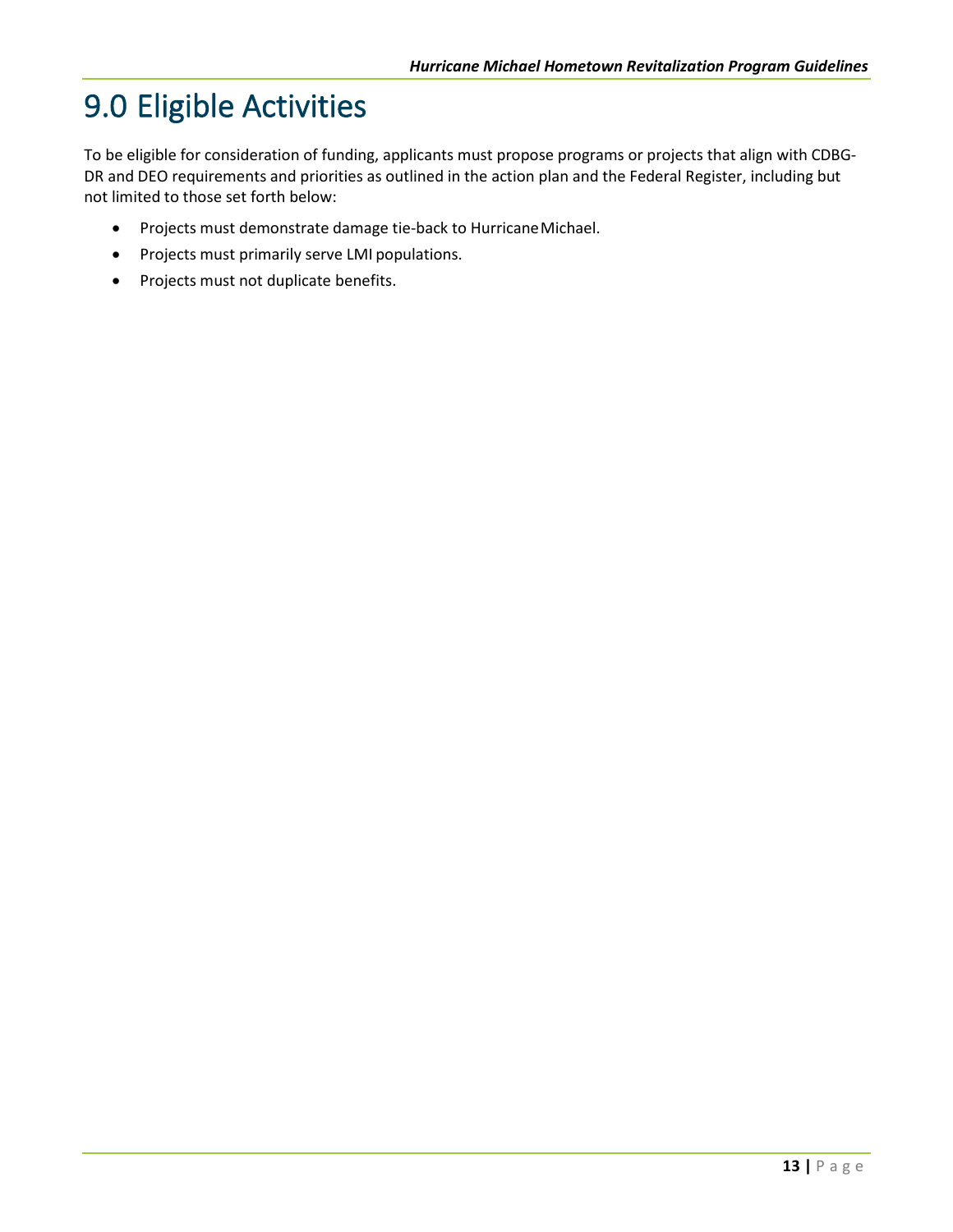# 9.0 Eligible Activities

To be eligible for consideration of funding, applicants must propose programs or projects that align with CDBG-DR and DEO requirements and priorities as outlined in the action plan and the Federal Register, including but not limited to those set forth below:

- Projects must demonstrate damage tie-back to Hurricane Michael.
- Projects must primarily serve LMI populations.
- Projects must not duplicate benefits.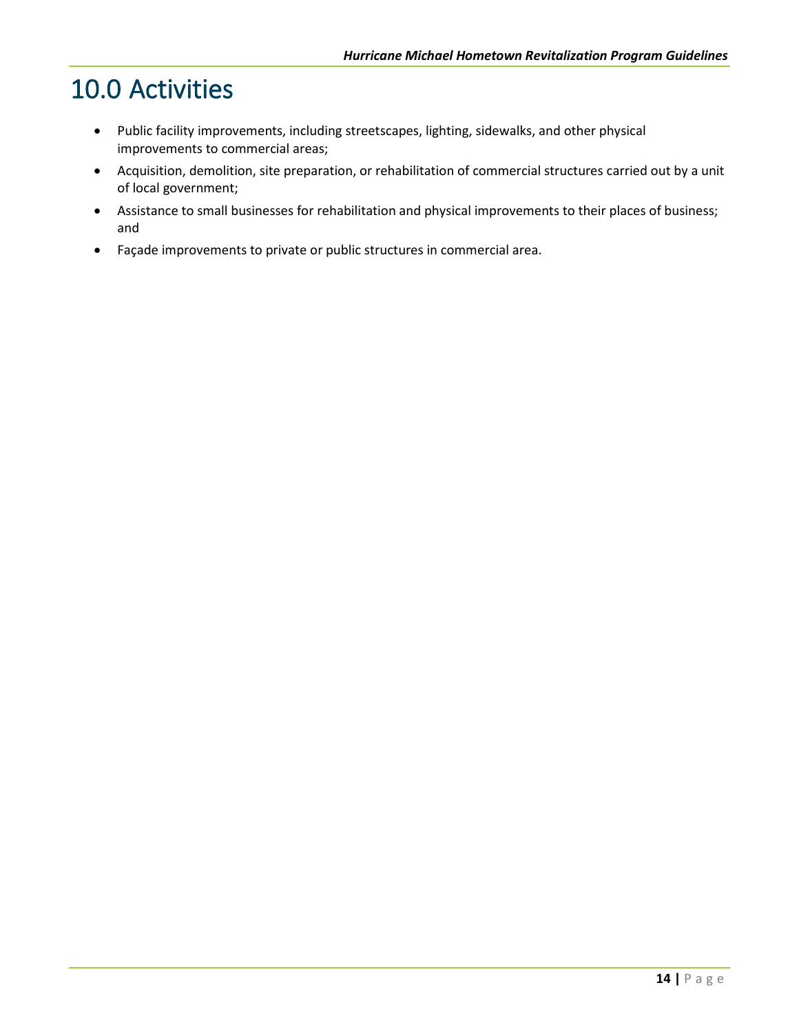# 10.0 Activities

- Public facility improvements, including streetscapes, lighting, sidewalks, and other physical improvements to commercial areas;
- Acquisition, demolition, site preparation, or rehabilitation of commercial structures carried out by a unit of local government;
- Assistance to small businesses for rehabilitation and physical improvements to their places of business; and
- Façade improvements to private or public structures in commercial area.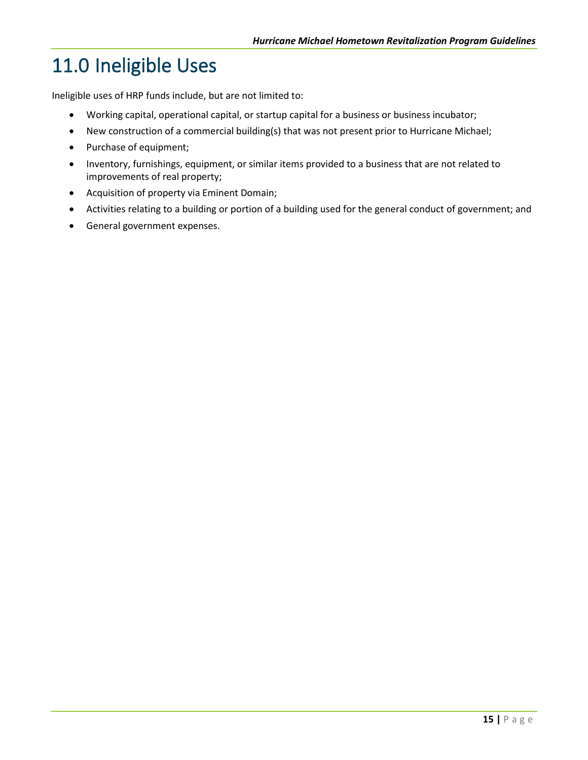# 11.0 Ineligible Uses

Ineligible uses of HRP funds include, but are not limited to:

- Working capital, operational capital, or startup capital for a business or business incubator;
- New construction of a commercial building(s) that was not present prior to Hurricane Michael;
- Purchase of equipment;
- Inventory, furnishings, equipment, or similar items provided to a business that are not related to improvements of real property;
- Acquisition of property via Eminent Domain;
- Activities relating to a building or portion of a building used for the general conduct of government; and
- General government expenses.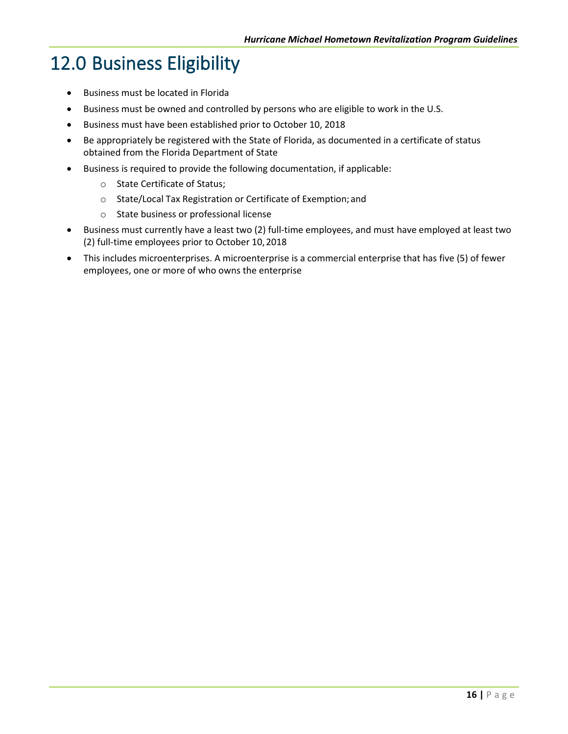# 12.0 Business Eligibility

- Business must be located in Florida
- Business must be owned and controlled by persons who are eligible to work in the U.S.
- Business must have been established prior to October 10, 2018
- Be appropriately be registered with the State of Florida, as documented in a certificate of status obtained from the Florida Department of State
- Business is required to provide the following documentation, if applicable:
  - State Certificate of Status;
  - State/Local Tax Registration or Certificate of Exemption; and
  - State business or professional license
- Business must currently have a least two (2) full-time employees, and must have employed at least two (2) full-time employees prior to October 10, 2018
- This includes microenterprises. A microenterprise is a commercial enterprise that has five (5) of fewer employees, one or more of who owns the enterprise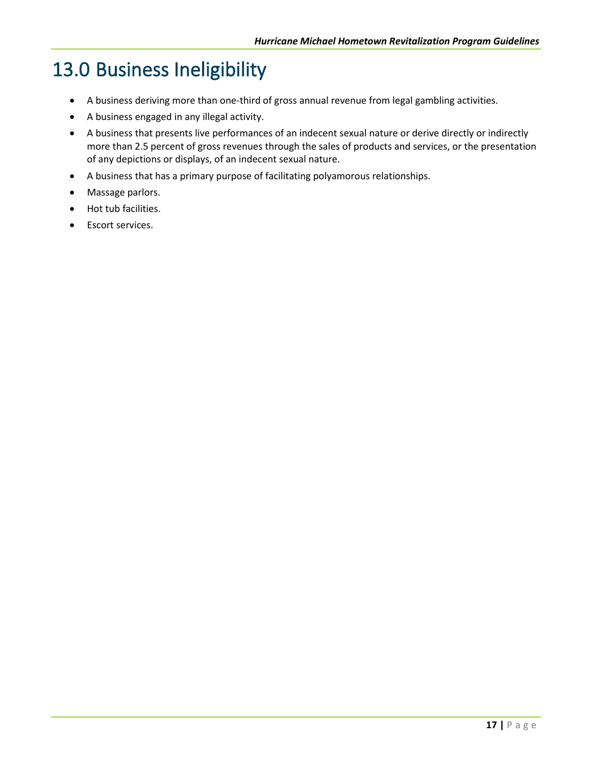# 13.0 Business Ineligibility

- A business deriving more than one-third of gross annual revenue from legal gambling activities.
- A business engaged in any illegal activity.
- A business that presents live performances of an indecent sexual nature or derive directly or indirectly more than 2.5 percent of gross revenues through the sales of products and services, or the presentation of any depictions or displays, of an indecent sexual nature.
- A business that has a primary purpose of facilitating polyamorous relationships.
- Massage parlors.
- Hot tub facilities.
- Escort services.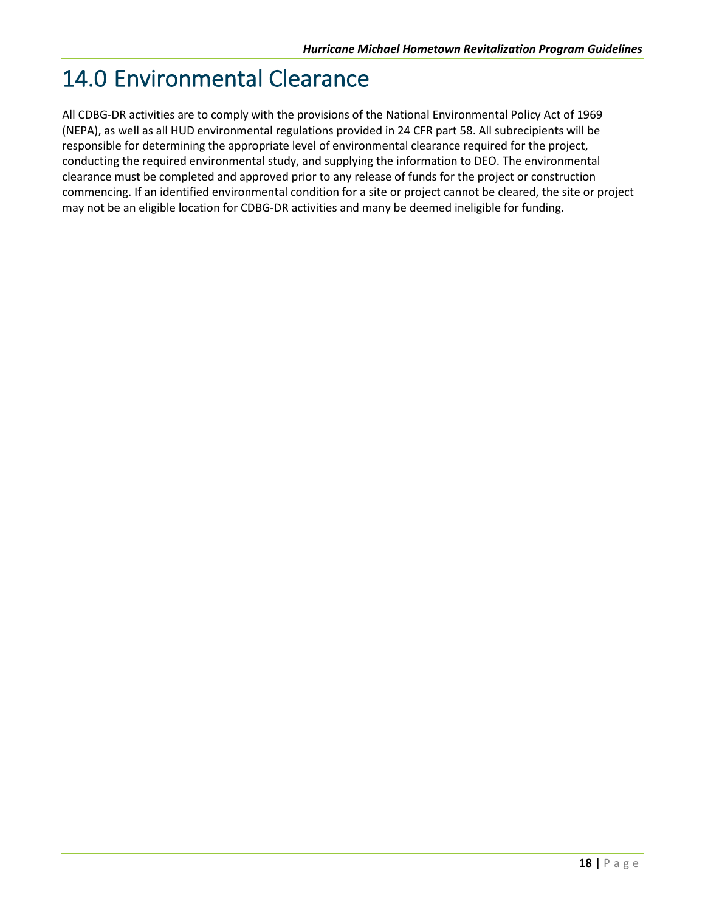# 14.0 Environmental Clearance

All CDBG-DR activities are to comply with the provisions of the National Environmental Policy Act of 1969 (NEPA), as well as all HUD environmental regulations provided in 24 CFR part 58. All subrecipients will be responsible for determining the appropriate level of environmental clearance required for the project, conducting the required environmental study, and supplying the information to DEO. The environmental clearance must be completed and approved prior to any release of funds for the project or construction commencing. If an identified environmental condition for a site or project cannot be cleared, the site or project may not be an eligible location for CDBG-DR activities and many be deemed ineligible for funding.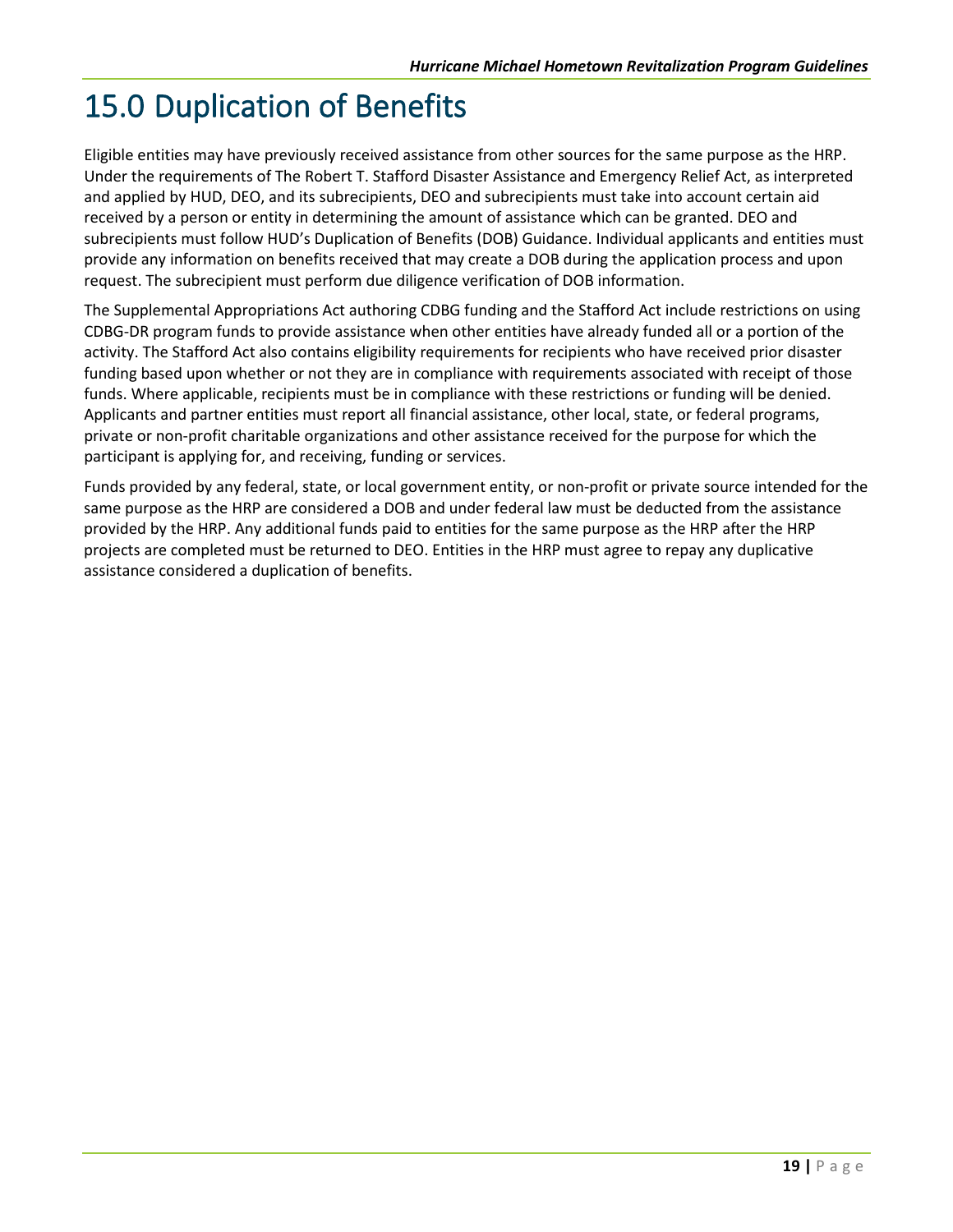# 15.0 Duplication of Benefits

Eligible entities may have previously received assistance from other sources for the same purpose as the HRP. Under the requirements of The Robert T. Stafford Disaster Assistance and Emergency Relief Act, as interpreted and applied by HUD, DEO, and its subrecipients, DEO and subrecipients must take into account certain aid received by a person or entity in determining the amount of assistance which can be granted. DEO and subrecipients must follow HUD's Duplication of Benefits (DOB) Guidance. Individual applicants and entities must provide any information on benefits received that may create a DOB during the application process and upon request. The subrecipient must perform due diligence verification of DOB information.

The Supplemental Appropriations Act authoring CDBG funding and the Stafford Act include restrictions on using CDBG-DR program funds to provide assistance when other entities have already funded all or a portion of the activity. The Stafford Act also contains eligibility requirements for recipients who have received prior disaster funding based upon whether or not they are in compliance with requirements associated with receipt of those funds. Where applicable, recipients must be in compliance with these restrictions or funding will be denied. Applicants and partner entities must report all financial assistance, other local, state, or federal programs, private or non-profit charitable organizations and other assistance received for the purpose for which the participant is applying for, and receiving, funding or services.

Funds provided by any federal, state, or local government entity, or non-profit or private source intended for the same purpose as the HRP are considered a DOB and under federal law must be deducted from the assistance provided by the HRP. Any additional funds paid to entities for the same purpose as the HRP after the HRP projects are completed must be returned to DEO. Entities in the HRP must agree to repay any duplicative assistance considered a duplication of benefits.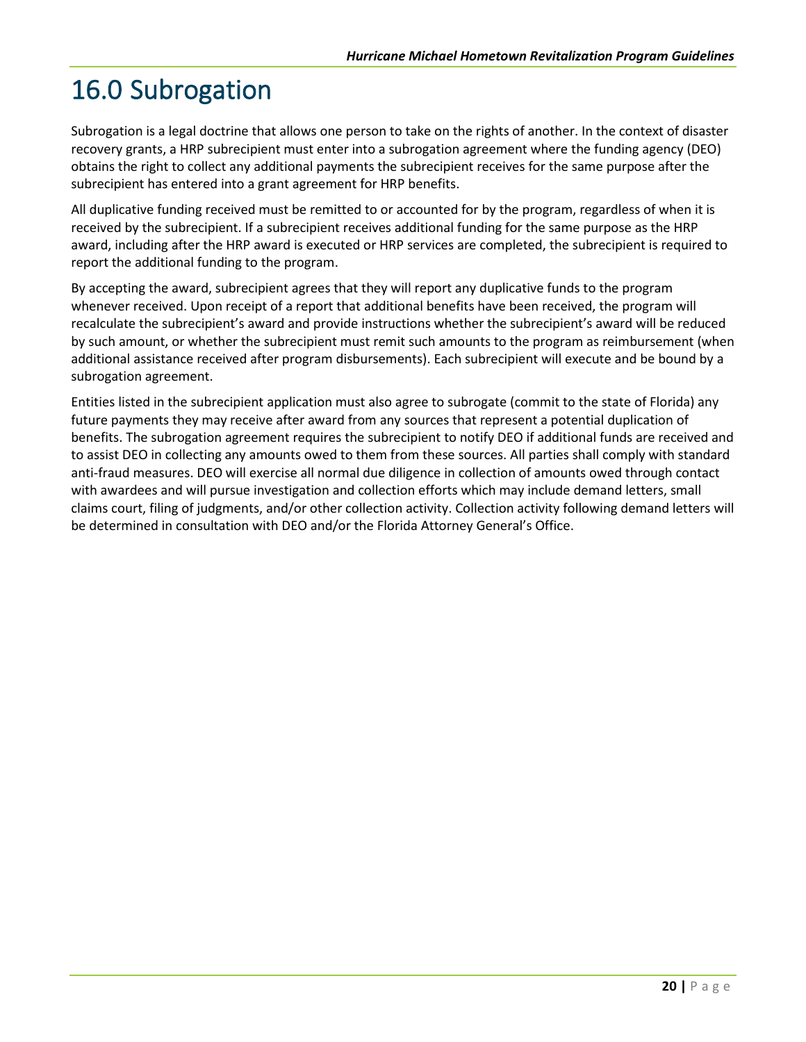# 16.0 Subrogation

Subrogation is a legal doctrine that allows one person to take on the rights of another. In the context of disaster recovery grants, a HRP subrecipient must enter into a subrogation agreement where the funding agency (DEO) obtains the right to collect any additional payments the subrecipient receives for the same purpose after the subrecipient has entered into a grant agreement for HRP benefits.

All duplicative funding received must be remitted to or accounted for by the program, regardless of when it is received by the subrecipient. If a subrecipient receives additional funding for the same purpose as the HRP award, including after the HRP award is executed or HRP services are completed, the subrecipient is required to report the additional funding to the program.

By accepting the award, subrecipient agrees that they will report any duplicative funds to the program whenever received. Upon receipt of a report that additional benefits have been received, the program will recalculate the subrecipient's award and provide instructions whether the subrecipient's award will be reduced by such amount, or whether the subrecipient must remit such amounts to the program as reimbursement (when additional assistance received after program disbursements). Each subrecipient will execute and be bound by a subrogation agreement.

Entities listed in the subrecipient application must also agree to subrogate (commit to the state of Florida) any future payments they may receive after award from any sources that represent a potential duplication of benefits. The subrogation agreement requires the subrecipient to notify DEO if additional funds are received and to assist DEO in collecting any amounts owed to them from these sources. All parties shall comply with standard anti-fraud measures. DEO will exercise all normal due diligence in collection of amounts owed through contact with awardees and will pursue investigation and collection efforts which may include demand letters, small claims court, filing of judgments, and/or other collection activity. Collection activity following demand letters will be determined in consultation with DEO and/or the Florida Attorney General's Office.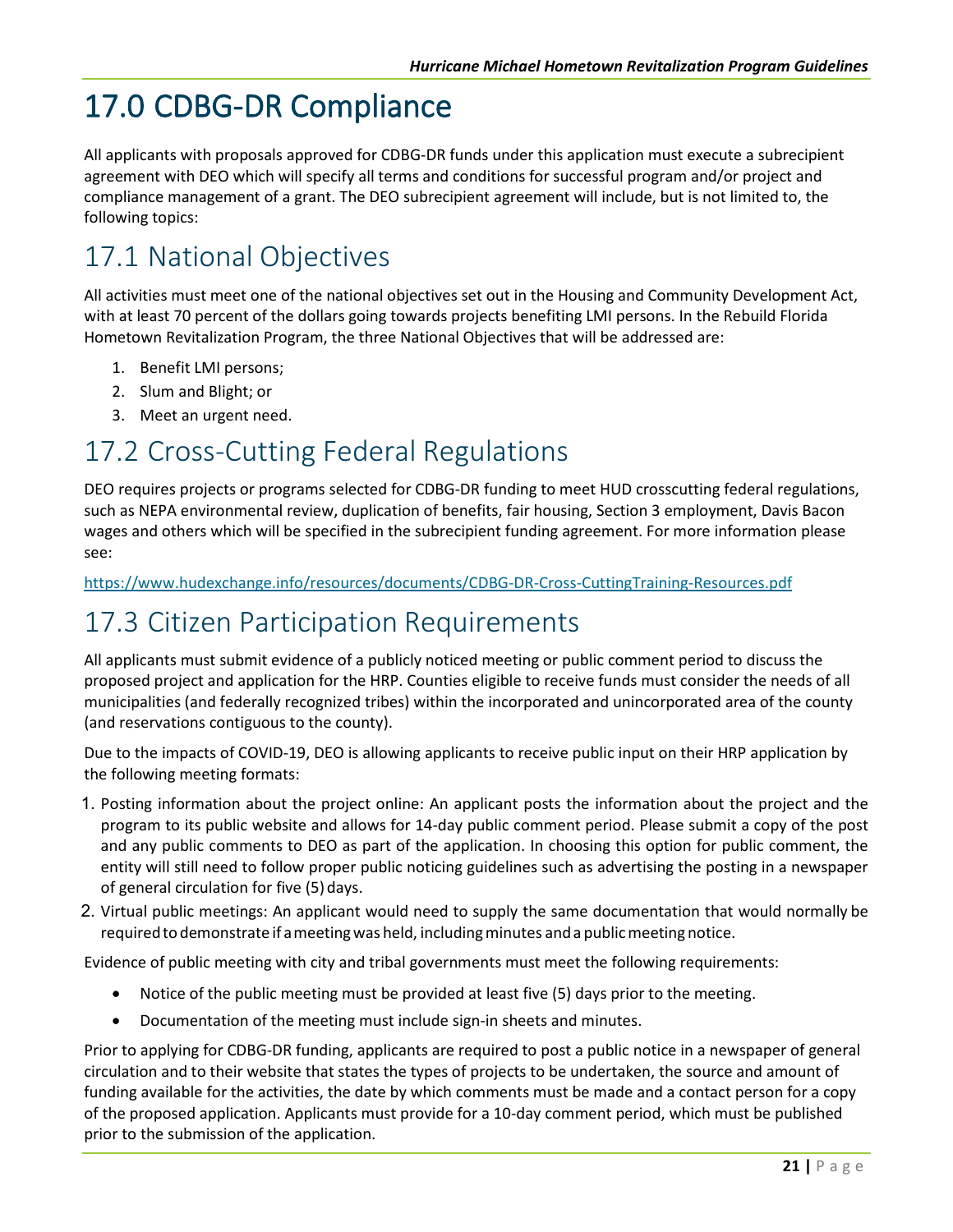# 17.0 CDBG-DR Compliance

All applicants with proposals approved for CDBG-DR funds under this application must execute a subrecipient agreement with DEO which will specify all terms and conditions for successful program and/or project and compliance management of a grant. The DEO subrecipient agreement will include, but is not limited to, the following topics:

## 17.1 National Objectives

All activities must meet one of the national objectives set out in the Housing and Community Development Act, with at least 70 percent of the dollars going towards projects benefiting LMI persons. In the Rebuild Florida Hometown Revitalization Program, the three National Objectives that will be addressed are:

1. Benefit LMI persons;
2. Slum and Blight; or
3. Meet an urgent need.

## 17.2 Cross-Cutting Federal Regulations

DEO requires projects or programs selected for CDBG-DR funding to meet HUD crosscutting federal regulations, such as NEPA environmental review, duplication of benefits, fair housing, Section 3 employment, Davis Bacon wages and others which will be specified in the subrecipient funding agreement. For more information please see:

https://www.hudexchange.info/resources/documents/CDBG-DR-Cross-CuttingTraining-Resources.pdf

## 17.3 Citizen Participation Requirements

All applicants must submit evidence of a publicly noticed meeting or public comment period to discuss the proposed project and application for the HRP. Counties eligible to receive funds must consider the needs of all municipalities (and federally recognized tribes) within the incorporated and unincorporated area of the county (and reservations contiguous to the county).

Due to the impacts of COVID-19, DEO is allowing applicants to receive public input on their HRP application by the following meeting formats:

1. Posting information about the project online: An applicant posts the information about the project and the program to its public website and allows for 14-day public comment period. Please submit a copy of the post and any public comments to DEO as part of the application. In choosing this option for public comment, the entity will still need to follow proper public noticing guidelines such as advertising the posting in a newspaper of general circulation for five (5) days.
2. Virtual public meetings: An applicant would need to supply the same documentation that would normally be required to demonstrate if a meeting was held, including minutes and a public meeting notice.

Evidence of public meeting with city and tribal governments must meet the following requirements:

- Notice of the public meeting must be provided at least five (5) days prior to the meeting.
- Documentation of the meeting must include sign-in sheets and minutes.

Prior to applying for CDBG-DR funding, applicants are required to post a public notice in a newspaper of general circulation and to their website that states the types of projects to be undertaken, the source and amount of funding available for the activities, the date by which comments must be made and a contact person for a copy of the proposed application. Applicants must provide for a 10-day comment period, which must be published prior to the submission of the application.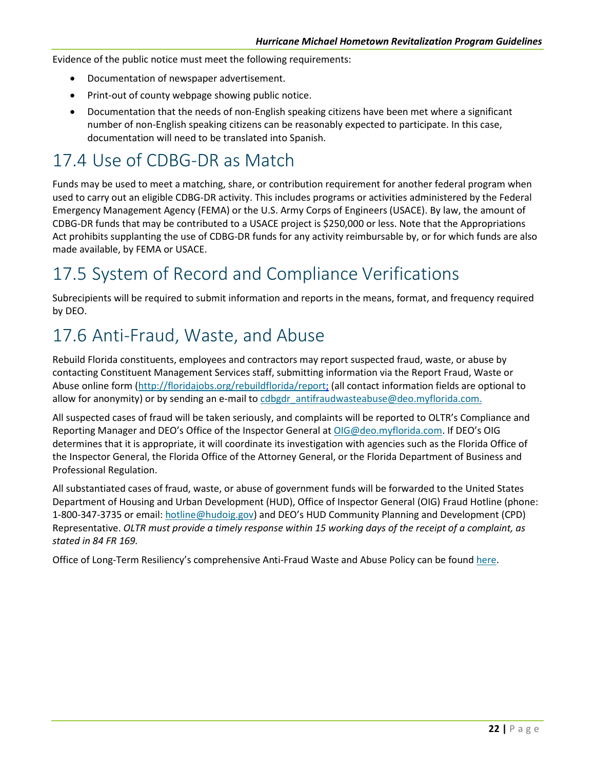Evidence of the public notice must meet the following requirements:

- Documentation of newspaper advertisement.
- Print-out of county webpage showing public notice.
- Documentation that the needs of non-English speaking citizens have been met where a significant number of non-English speaking citizens can be reasonably expected to participate. In this case, documentation will need to be translated into Spanish.

## 17.4 Use of CDBG-DR as Match

Funds may be used to meet a matching, share, or contribution requirement for another federal program when used to carry out an eligible CDBG-DR activity. This includes programs or activities administered by the Federal Emergency Management Agency (FEMA) or the U.S. Army Corps of Engineers (USACE). By law, the amount of CDBG-DR funds that may be contributed to a USACE project is $250,000 or less. Note that the Appropriations Act prohibits supplanting the use of CDBG-DR funds for any activity reimbursable by, or for which funds are also made available, by FEMA or USACE.

## 17.5 System of Record and Compliance Verifications

Subrecipients will be required to submit information and reports in the means, format, and frequency required by DEO.

## 17.6 Anti-Fraud, Waste, and Abuse

Rebuild Florida constituents, employees and contractors may report suspected fraud, waste, or abuse by contacting Constituent Management Services staff, submitting information via the Report Fraud, Waste or Abuse online form (http://floridajobs.org/rebuildflorida/report; (all contact information fields are optional to allow for anonymity) or by sending an e-mail to cdbgdr_antifraudwasteabuse@deo.myflorida.com.

All suspected cases of fraud will be taken seriously, and complaints will be reported to OLTR's Compliance and Reporting Manager and DEO's Office of the Inspector General at OIG@deo.myflorida.com. If DEO's OIG determines that it is appropriate, it will coordinate its investigation with agencies such as the Florida Office of the Inspector General, the Florida Office of the Attorney General, or the Florida Department of Business and Professional Regulation.

All substantiated cases of fraud, waste, or abuse of government funds will be forwarded to the United States Department of Housing and Urban Development (HUD), Office of Inspector General (OIG) Fraud Hotline (phone: 1-800-347-3735 or email: hotline@hudoig.gov) and DEO's HUD Community Planning and Development (CPD) Representative. *OLTR must provide a timely response within 15 working days of the receipt of a complaint, as stated in 84 FR 169.*

Office of Long-Term Resiliency's comprehensive Anti-Fraud Waste and Abuse Policy can be found here.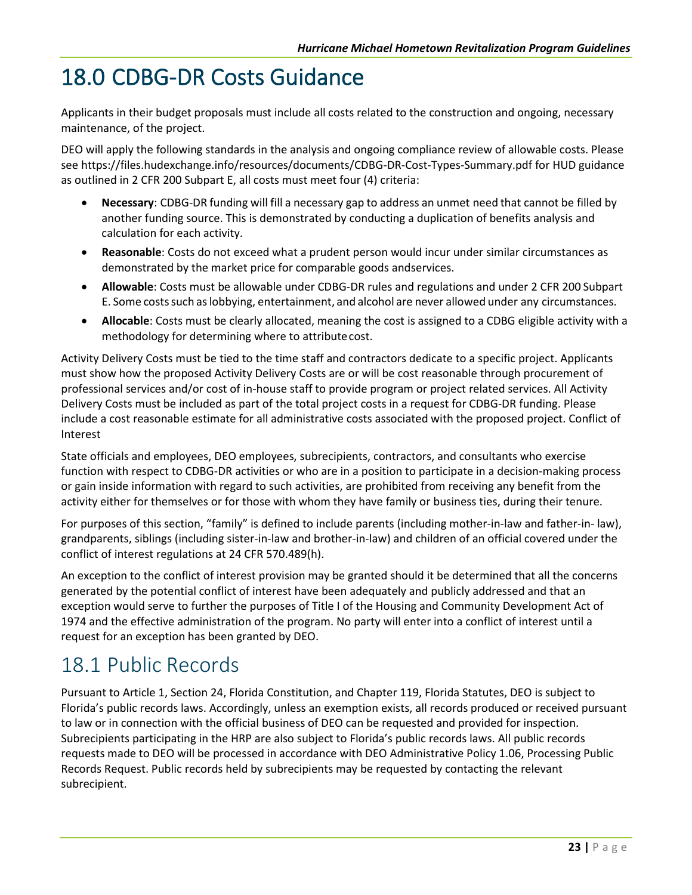# 18.0 CDBG-DR Costs Guidance

Applicants in their budget proposals must include all costs related to the construction and ongoing, necessary maintenance, of the project.

DEO will apply the following standards in the analysis and ongoing compliance review of allowable costs. Please see https://files.hudexchange.info/resources/documents/CDBG-DR-Cost-Types-Summary.pdf for HUD guidance as outlined in 2 CFR 200 Subpart E, all costs must meet four (4) criteria:

- **Necessary**: CDBG-DR funding will fill a necessary gap to address an unmet need that cannot be filled by another funding source. This is demonstrated by conducting a duplication of benefits analysis and calculation for each activity.
- **Reasonable**: Costs do not exceed what a prudent person would incur under similar circumstances as demonstrated by the market price for comparable goods andservices.
- **Allowable**: Costs must be allowable under CDBG-DR rules and regulations and under 2 CFR 200 Subpart E. Some costs such as lobbying, entertainment, and alcohol are never allowed under any circumstances.
- **Allocable**: Costs must be clearly allocated, meaning the cost is assigned to a CDBG eligible activity with a methodology for determining where to attribute cost.

Activity Delivery Costs must be tied to the time staff and contractors dedicate to a specific project. Applicants must show how the proposed Activity Delivery Costs are or will be cost reasonable through procurement of professional services and/or cost of in-house staff to provide program or project related services. All Activity Delivery Costs must be included as part of the total project costs in a request for CDBG-DR funding. Please include a cost reasonable estimate for all administrative costs associated with the proposed project. Conflict of Interest

State officials and employees, DEO employees, subrecipients, contractors, and consultants who exercise function with respect to CDBG-DR activities or who are in a position to participate in a decision-making process or gain inside information with regard to such activities, are prohibited from receiving any benefit from the activity either for themselves or for those with whom they have family or business ties, during their tenure.

For purposes of this section, "family" is defined to include parents (including mother-in-law and father-in- law), grandparents, siblings (including sister-in-law and brother-in-law) and children of an official covered under the conflict of interest regulations at 24 CFR 570.489(h).

An exception to the conflict of interest provision may be granted should it be determined that all the concerns generated by the potential conflict of interest have been adequately and publicly addressed and that an exception would serve to further the purposes of Title I of the Housing and Community Development Act of 1974 and the effective administration of the program. No party will enter into a conflict of interest until a request for an exception has been granted by DEO.

## 18.1 Public Records

Pursuant to Article 1, Section 24, Florida Constitution, and Chapter 119, Florida Statutes, DEO is subject to Florida's public records laws. Accordingly, unless an exemption exists, all records produced or received pursuant to law or in connection with the official business of DEO can be requested and provided for inspection. Subrecipients participating in the HRP are also subject to Florida's public records laws. All public records requests made to DEO will be processed in accordance with DEO Administrative Policy 1.06, Processing Public Records Request. Public records held by subrecipients may be requested by contacting the relevant subrecipient.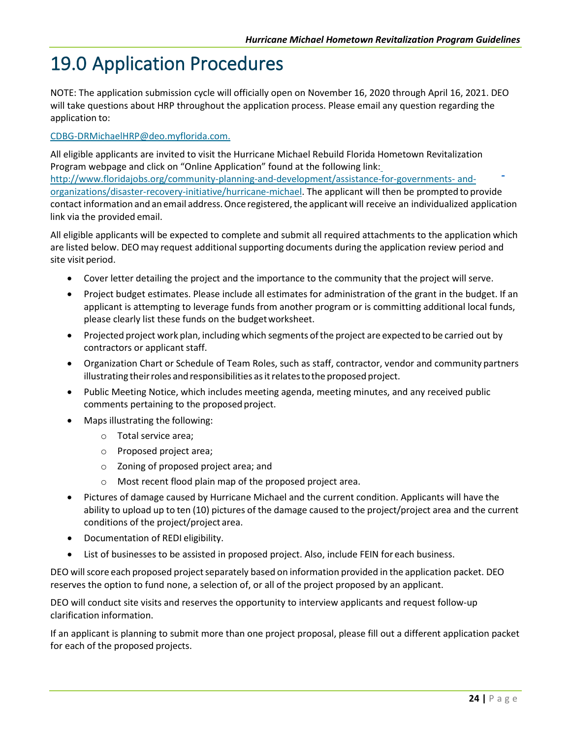# 19.0 Application Procedures

NOTE: The application submission cycle will officially open on November 16, 2020 through April 16, 2021. DEO will take questions about HRP throughout the application process. Please email any question regarding the application to:

CDBG-DRMichaelHRP@deo.myflorida.com.

All eligible applicants are invited to visit the Hurricane Michael Rebuild Florida Hometown Revitalization Program webpage and click on "Online Application" found at the following link: http://www.floridajobs.org/community-planning-and-development/assistance-for-governments- and-organizations/disaster-recovery-initiative/hurricane-michael. The applicant will then be prompted to provide contact information and an email address. Once registered, the applicant will receive an individualized application link via the provided email.

All eligible applicants will be expected to complete and submit all required attachments to the application which are listed below. DEO may request additional supporting documents during the application review period and site visit period.

- Cover letter detailing the project and the importance to the community that the project will serve.
- Project budget estimates. Please include all estimates for administration of the grant in the budget. If an applicant is attempting to leverage funds from another program or is committing additional local funds, please clearly list these funds on the budget worksheet.
- Projected project work plan, including which segments of the project are expected to be carried out by contractors or applicant staff.
- Organization Chart or Schedule of Team Roles, such as staff, contractor, vendor and community partners illustrating their roles and responsibilities as it relates to the proposed project.
- Public Meeting Notice, which includes meeting agenda, meeting minutes, and any received public comments pertaining to the proposed project.
- Maps illustrating the following:
  - Total service area;
  - Proposed project area;
  - Zoning of proposed project area; and
  - Most recent flood plain map of the proposed project area.
- Pictures of damage caused by Hurricane Michael and the current condition. Applicants will have the ability to upload up to ten (10) pictures of the damage caused to the project/project area and the current conditions of the project/project area.
- Documentation of REDI eligibility.
- List of businesses to be assisted in proposed project. Also, include FEIN for each business.

DEO will score each proposed project separately based on information provided in the application packet. DEO reserves the option to fund none, a selection of, or all of the project proposed by an applicant.

DEO will conduct site visits and reserves the opportunity to interview applicants and request follow-up clarification information.

If an applicant is planning to submit more than one project proposal, please fill out a different application packet for each of the proposed projects.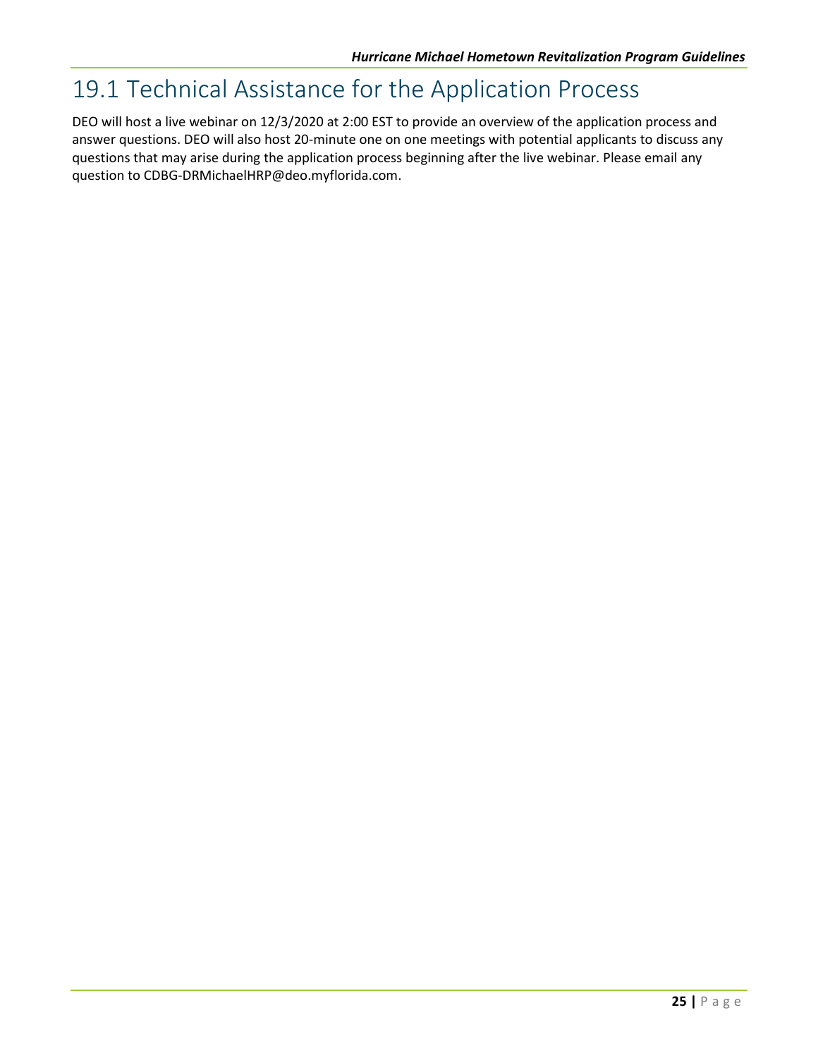## 19.1 Technical Assistance for the Application Process

DEO will host a live webinar on 12/3/2020 at 2:00 EST to provide an overview of the application process and answer questions. DEO will also host 20-minute one on one meetings with potential applicants to discuss any questions that may arise during the application process beginning after the live webinar. Please email any question to CDBG-DRMichaelHRP@deo.myflorida.com.